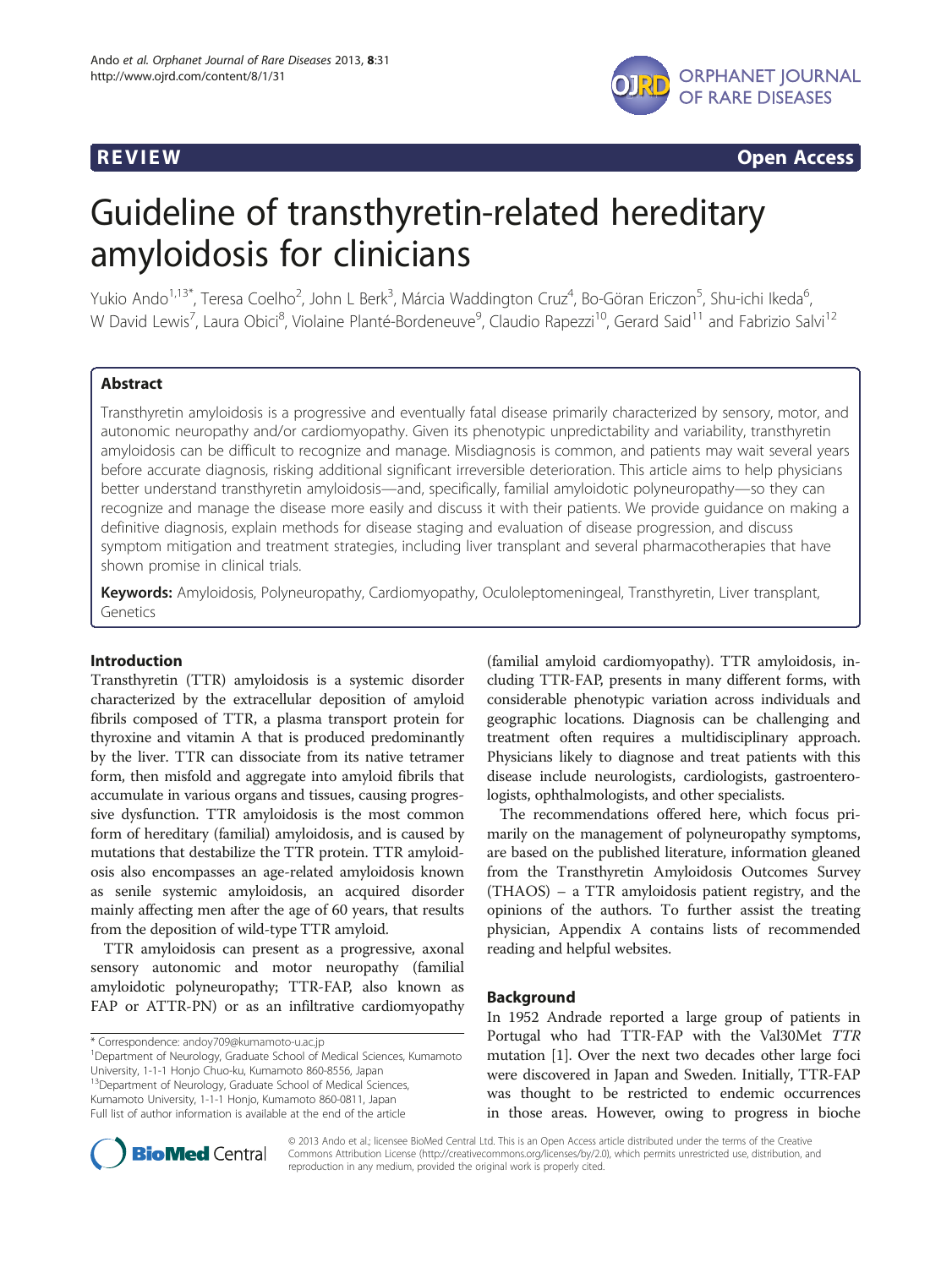REVIEW Open Access

# Guideline of transthyretin-related hereditary amyloidosis for clinicians

Yukio Ando[1,13*], Teresa Coelho[2], John L Berk[3], Márcia Waddington Cruz[4], Bo-Göran Ericzon[5], Shu-ichi Ikeda[6], W David Lewis[7], Laura Obici[8], Violaine Planté-Bordeneuve[9], Claudio Rapezzi[10], Gerard Said[11] and Fabrizio Salvi[12]

## Abstract

Transthyretin amyloidosis is a progressive and eventually fatal disease primarily characterized by sensory, motor, and autonomic neuropathy and/or cardiomyopathy. Given its phenotypic unpredictability and variability, transthyretin amyloidosis can be difficult to recognize and manage. Misdiagnosis is common, and patients may wait several years before accurate diagnosis, risking additional significant irreversible deterioration. This article aims to help physicians better understand transthyretin amyloidosis—and, specifically, familial amyloidotic polyneuropathy—so they can recognize and manage the disease more easily and discuss it with their patients. We provide guidance on making a definitive diagnosis, explain methods for disease staging and evaluation of disease progression, and discuss symptom mitigation and treatment strategies, including liver transplant and several pharmacotherapies that have shown promise in clinical trials.

**Keywords:** Amyloidosis, Polyneuropathy, Cardiomyopathy, Oculoleptomeningeal, Transthyretin, Liver transplant, Genetics

## Introduction

Transthyretin (TTR) amyloidosis is a systemic disorder characterized by the extracellular deposition of amyloid fibrils composed of TTR, a plasma transport protein for thyroxine and vitamin A that is produced predominantly by the liver. TTR can dissociate from its native tetramer form, then misfold and aggregate into amyloid fibrils that accumulate in various organs and tissues, causing progressive dysfunction. TTR amyloidosis is the most common form of hereditary (familial) amyloidosis, and is caused by mutations that destabilize the TTR protein. TTR amyloidosis also encompasses an age-related amyloidosis known as senile systemic amyloidosis, an acquired disorder mainly affecting men after the age of 60 years, that results from the deposition of wild-type TTR amyloid.

TTR amyloidosis can present as a progressive, axonal sensory autonomic and motor neuropathy (familial amyloidotic polyneuropathy; TTR-FAP, also known as FAP or ATTR-PN) or as an infiltrative cardiomyopathy (familial amyloid cardiomyopathy). TTR amyloidosis, including TTR-FAP, presents in many different forms, with considerable phenotypic variation across individuals and geographic locations. Diagnosis can be challenging and treatment often requires a multidisciplinary approach. Physicians likely to diagnose and treat patients with this disease include neurologists, cardiologists, gastroenterologists, ophthalmologists, and other specialists.

The recommendations offered here, which focus primarily on the management of polyneuropathy symptoms, are based on the published literature, information gleaned from the Transthyretin Amyloidosis Outcomes Survey (THAOS) – a TTR amyloidosis patient registry, and the opinions of the authors. To further assist the treating physician, Appendix A contains lists of recommended reading and helpful websites.

## Background

In 1952 Andrade reported a large group of patients in Portugal who had TTR-FAP with the Val30Met *TTR* mutation [1]. Over the next two decades other large foci were discovered in Japan and Sweden. Initially, TTR-FAP was thought to be restricted to endemic occurrences in those areas. However, owing to progress in bioche

\* Correspondence: andoy709@kumamoto-u.ac.jp
[1]Department of Neurology, Graduate School of Medical Sciences, Kumamoto University, 1-1-1 Honjo Chuo-ku, Kumamoto 860-8556, Japan
[13]Department of Neurology, Graduate School of Medical Sciences, Kumamoto University, 1-1-1 Honjo, Kumamoto 860-0811, Japan
Full list of author information is available at the end of the article

© 2013 Ando et al.; licensee BioMed Central Ltd. This is an Open Access article distributed under the terms of the Creative Commons Attribution License (http://creativecommons.org/licenses/by/2.0), which permits unrestricted use, distribution, and reproduction in any medium, provided the original work is properly cited.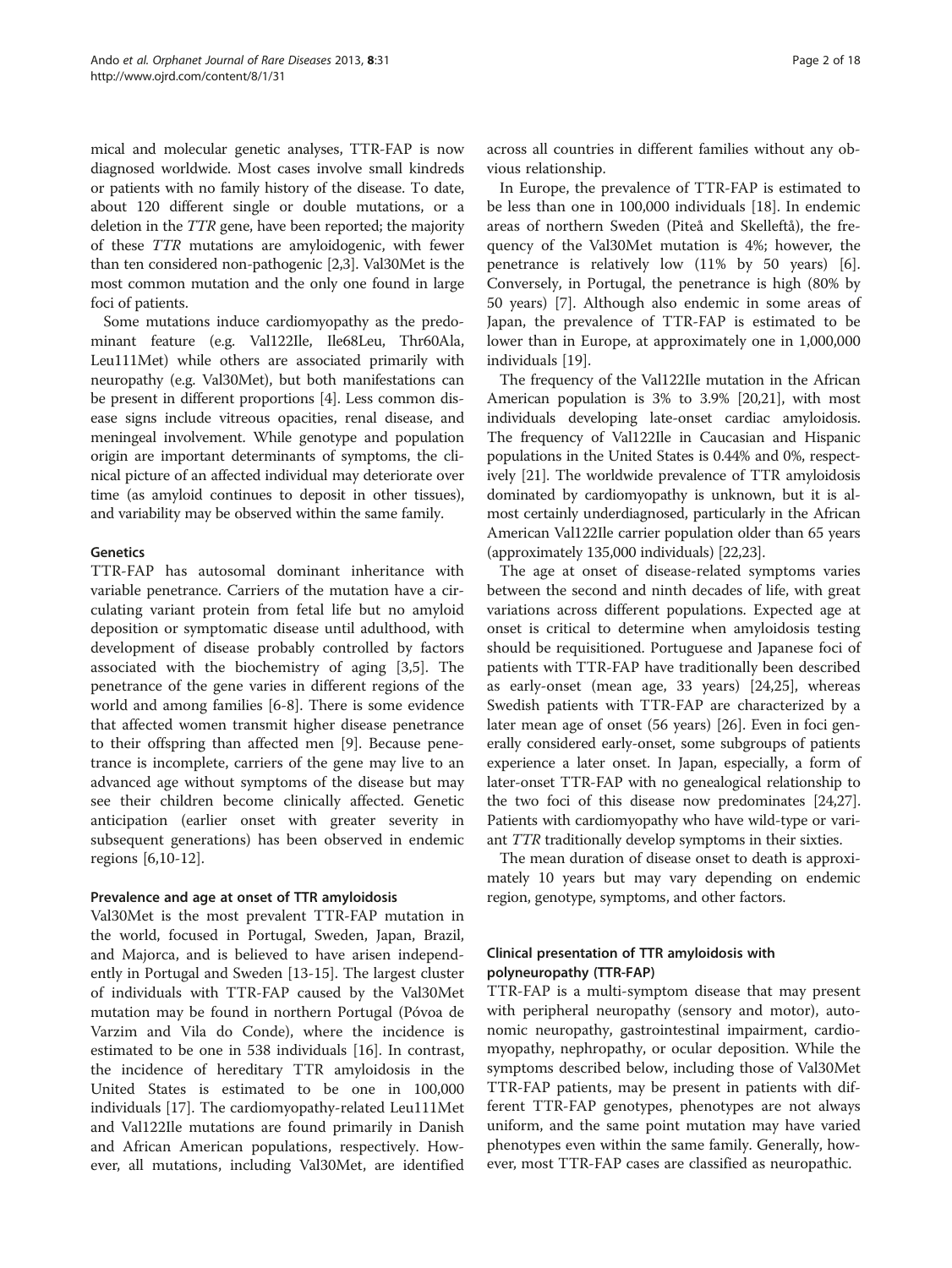mical and molecular genetic analyses, TTR-FAP is now diagnosed worldwide. Most cases involve small kindreds or patients with no family history of the disease. To date, about 120 different single or double mutations, or a deletion in the *TTR* gene, have been reported; the majority of these *TTR* mutations are amyloidogenic, with fewer than ten considered non-pathogenic [2,3]. Val30Met is the most common mutation and the only one found in large foci of patients.

Some mutations induce cardiomyopathy as the predominant feature (e.g. Val122Ile, Ile68Leu, Thr60Ala, Leu111Met) while others are associated primarily with neuropathy (e.g. Val30Met), but both manifestations can be present in different proportions [4]. Less common disease signs include vitreous opacities, renal disease, and meningeal involvement. While genotype and population origin are important determinants of symptoms, the clinical picture of an affected individual may deteriorate over time (as amyloid continues to deposit in other tissues), and variability may be observed within the same family.

## Genetics

TTR-FAP has autosomal dominant inheritance with variable penetrance. Carriers of the mutation have a circulating variant protein from fetal life but no amyloid deposition or symptomatic disease until adulthood, with development of disease probably controlled by factors associated with the biochemistry of aging [3,5]. The penetrance of the gene varies in different regions of the world and among families [6-8]. There is some evidence that affected women transmit higher disease penetrance to their offspring than affected men [9]. Because penetrance is incomplete, carriers of the gene may live to an advanced age without symptoms of the disease but may see their children become clinically affected. Genetic anticipation (earlier onset with greater severity in subsequent generations) has been observed in endemic regions [6,10-12].

### Prevalence and age at onset of TTR amyloidosis

Val30Met is the most prevalent TTR-FAP mutation in the world, focused in Portugal, Sweden, Japan, Brazil, and Majorca, and is believed to have arisen independently in Portugal and Sweden [13-15]. The largest cluster of individuals with TTR-FAP caused by the Val30Met mutation may be found in northern Portugal (Póvoa de Varzim and Vila do Conde), where the incidence is estimated to be one in 538 individuals [16]. In contrast, the incidence of hereditary TTR amyloidosis in the United States is estimated to be one in 100,000 individuals [17]. The cardiomyopathy-related Leu111Met and Val122Ile mutations are found primarily in Danish and African American populations, respectively. However, all mutations, including Val30Met, are identified across all countries in different families without any obvious relationship.

In Europe, the prevalence of TTR-FAP is estimated to be less than one in 100,000 individuals [18]. In endemic areas of northern Sweden (Piteå and Skelleftå), the frequency of the Val30Met mutation is 4%; however, the penetrance is relatively low (11% by 50 years) [6]. Conversely, in Portugal, the penetrance is high (80% by 50 years) [7]. Although also endemic in some areas of Japan, the prevalence of TTR-FAP is estimated to be lower than in Europe, at approximately one in 1,000,000 individuals [19].

The frequency of the Val122Ile mutation in the African American population is 3% to 3.9% [20,21], with most individuals developing late-onset cardiac amyloidosis. The frequency of Val122Ile in Caucasian and Hispanic populations in the United States is 0.44% and 0%, respectively [21]. The worldwide prevalence of TTR amyloidosis dominated by cardiomyopathy is unknown, but it is almost certainly underdiagnosed, particularly in the African American Val122Ile carrier population older than 65 years (approximately 135,000 individuals) [22,23].

The age at onset of disease-related symptoms varies between the second and ninth decades of life, with great variations across different populations. Expected age at onset is critical to determine when amyloidosis testing should be requisitioned. Portuguese and Japanese foci of patients with TTR-FAP have traditionally been described as early-onset (mean age, 33 years) [24,25], whereas Swedish patients with TTR-FAP are characterized by a later mean age of onset (56 years) [26]. Even in foci generally considered early-onset, some subgroups of patients experience a later onset. In Japan, especially, a form of later-onset TTR-FAP with no genealogical relationship to the two foci of this disease now predominates [24,27]. Patients with cardiomyopathy who have wild-type or variant *TTR* traditionally develop symptoms in their sixties.

The mean duration of disease onset to death is approximately 10 years but may vary depending on endemic region, genotype, symptoms, and other factors.

## Clinical presentation of TTR amyloidosis with polyneuropathy (TTR-FAP)

TTR-FAP is a multi-symptom disease that may present with peripheral neuropathy (sensory and motor), autonomic neuropathy, gastrointestinal impairment, cardiomyopathy, nephropathy, or ocular deposition. While the symptoms described below, including those of Val30Met TTR-FAP patients, may be present in patients with different TTR-FAP genotypes, phenotypes are not always uniform, and the same point mutation may have varied phenotypes even within the same family. Generally, however, most TTR-FAP cases are classified as neuropathic.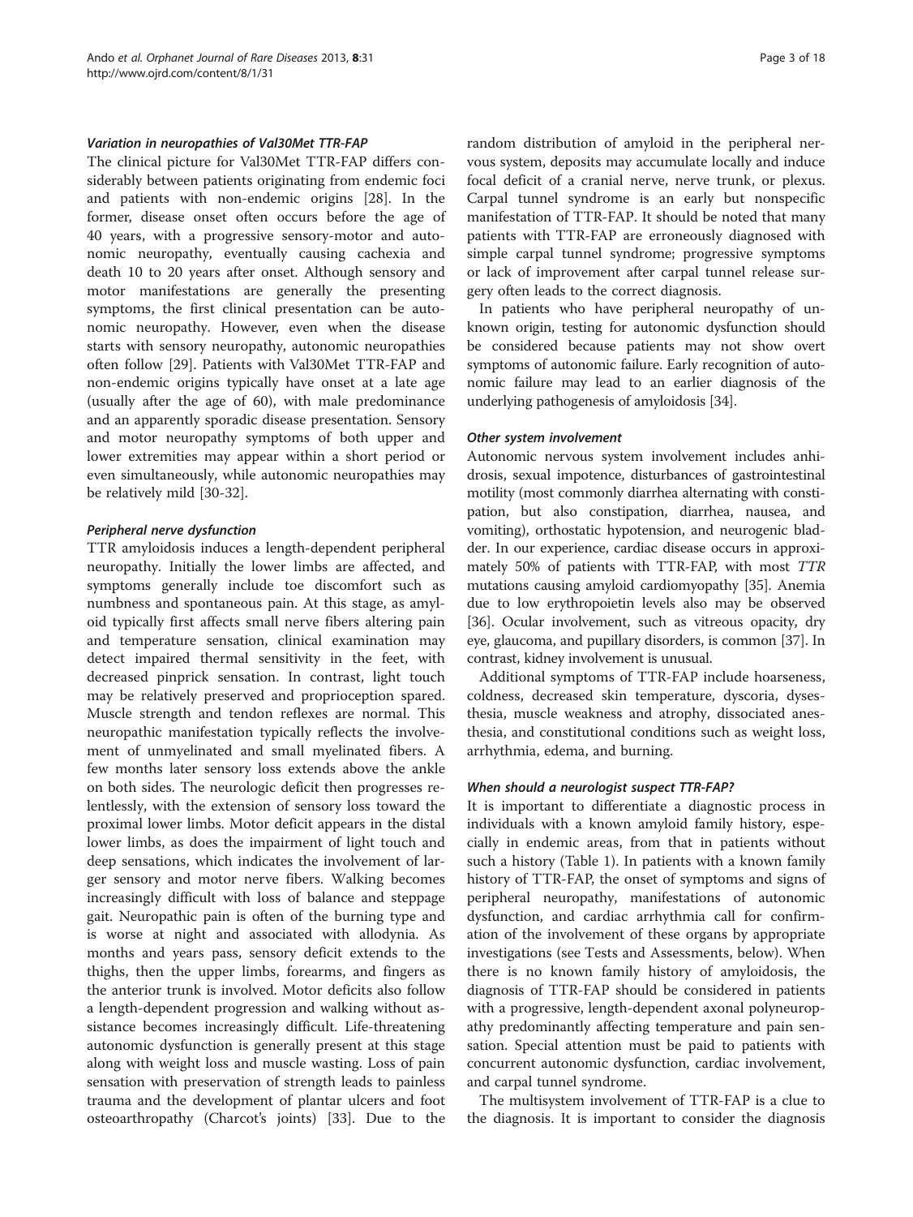#### *Variation in neuropathies of Val30Met TTR-FAP*

The clinical picture for Val30Met TTR-FAP differs considerably between patients originating from endemic foci and patients with non-endemic origins [28]. In the former, disease onset often occurs before the age of 40 years, with a progressive sensory-motor and autonomic neuropathy, eventually causing cachexia and death 10 to 20 years after onset. Although sensory and motor manifestations are generally the presenting symptoms, the first clinical presentation can be autonomic neuropathy. However, even when the disease starts with sensory neuropathy, autonomic neuropathies often follow [29]. Patients with Val30Met TTR-FAP and non-endemic origins typically have onset at a late age (usually after the age of 60), with male predominance and an apparently sporadic disease presentation. Sensory and motor neuropathy symptoms of both upper and lower extremities may appear within a short period or even simultaneously, while autonomic neuropathies may be relatively mild [30-32].

#### *Peripheral nerve dysfunction*

TTR amyloidosis induces a length-dependent peripheral neuropathy. Initially the lower limbs are affected, and symptoms generally include toe discomfort such as numbness and spontaneous pain. At this stage, as amyloid typically first affects small nerve fibers altering pain and temperature sensation, clinical examination may detect impaired thermal sensitivity in the feet, with decreased pinprick sensation. In contrast, light touch may be relatively preserved and proprioception spared. Muscle strength and tendon reflexes are normal. This neuropathic manifestation typically reflects the involvement of unmyelinated and small myelinated fibers. A few months later sensory loss extends above the ankle on both sides. The neurologic deficit then progresses relentlessly, with the extension of sensory loss toward the proximal lower limbs. Motor deficit appears in the distal lower limbs, as does the impairment of light touch and deep sensations, which indicates the involvement of larger sensory and motor nerve fibers. Walking becomes increasingly difficult with loss of balance and steppage gait. Neuropathic pain is often of the burning type and is worse at night and associated with allodynia. As months and years pass, sensory deficit extends to the thighs, then the upper limbs, forearms, and fingers as the anterior trunk is involved. Motor deficits also follow a length-dependent progression and walking without assistance becomes increasingly difficult. Life-threatening autonomic dysfunction is generally present at this stage along with weight loss and muscle wasting. Loss of pain sensation with preservation of strength leads to painless trauma and the development of plantar ulcers and foot osteoarthropathy (Charcot's joints) [33]. Due to the random distribution of amyloid in the peripheral nervous system, deposits may accumulate locally and induce focal deficit of a cranial nerve, nerve trunk, or plexus. Carpal tunnel syndrome is an early but nonspecific manifestation of TTR-FAP. It should be noted that many patients with TTR-FAP are erroneously diagnosed with simple carpal tunnel syndrome; progressive symptoms or lack of improvement after carpal tunnel release surgery often leads to the correct diagnosis.

In patients who have peripheral neuropathy of unknown origin, testing for autonomic dysfunction should be considered because patients may not show overt symptoms of autonomic failure. Early recognition of autonomic failure may lead to an earlier diagnosis of the underlying pathogenesis of amyloidosis [34].

#### *Other system involvement*

Autonomic nervous system involvement includes anhidrosis, sexual impotence, disturbances of gastrointestinal motility (most commonly diarrhea alternating with constipation, but also constipation, diarrhea, nausea, and vomiting), orthostatic hypotension, and neurogenic bladder. In our experience, cardiac disease occurs in approximately 50% of patients with TTR-FAP, with most *TTR* mutations causing amyloid cardiomyopathy [35]. Anemia due to low erythropoietin levels also may be observed [36]. Ocular involvement, such as vitreous opacity, dry eye, glaucoma, and pupillary disorders, is common [37]. In contrast, kidney involvement is unusual.

Additional symptoms of TTR-FAP include hoarseness, coldness, decreased skin temperature, dyscoria, dysesthesia, muscle weakness and atrophy, dissociated anesthesia, and constitutional conditions such as weight loss, arrhythmia, edema, and burning.

#### *When should a neurologist suspect TTR-FAP?*

It is important to differentiate a diagnostic process in individuals with a known amyloid family history, especially in endemic areas, from that in patients without such a history (Table 1). In patients with a known family history of TTR-FAP, the onset of symptoms and signs of peripheral neuropathy, manifestations of autonomic dysfunction, and cardiac arrhythmia call for confirmation of the involvement of these organs by appropriate investigations (see Tests and Assessments, below). When there is no known family history of amyloidosis, the diagnosis of TTR-FAP should be considered in patients with a progressive, length-dependent axonal polyneuropathy predominantly affecting temperature and pain sensation. Special attention must be paid to patients with concurrent autonomic dysfunction, cardiac involvement, and carpal tunnel syndrome.

The multisystem involvement of TTR-FAP is a clue to the diagnosis. It is important to consider the diagnosis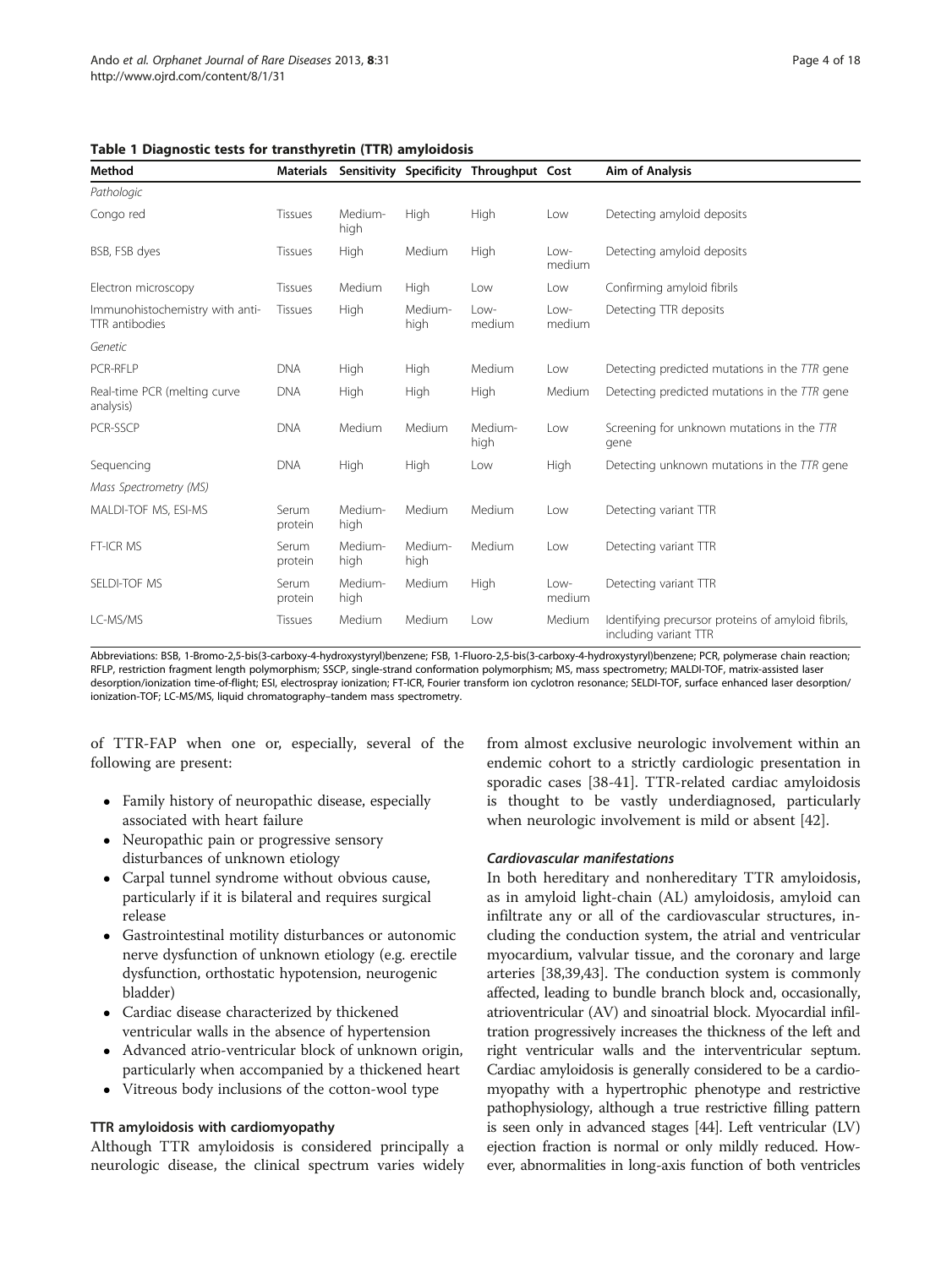**Table 1 Diagnostic tests for transthyretin (TTR) amyloidosis**

| Method | Materials | Sensitivity | Specificity | Throughput | Cost | Aim of Analysis |
|---|---|---|---|---|---|---|
| *Pathologic* | | | | | | |
| Congo red | Tissues | Medium-high | High | High | Low | Detecting amyloid deposits |
| BSB, FSB dyes | Tissues | High | Medium | High | Low-medium | Detecting amyloid deposits |
| Electron microscopy | Tissues | Medium | High | Low | Low | Confirming amyloid fibrils |
| Immunohistochemistry with anti-TTR antibodies | Tissues | High | Medium-high | Low-medium | Low-medium | Detecting TTR deposits |
| *Genetic* | | | | | | |
| PCR-RFLP | DNA | High | High | Medium | Low | Detecting predicted mutations in the *TTR* gene |
| Real-time PCR (melting curve analysis) | DNA | High | High | High | Medium | Detecting predicted mutations in the *TTR* gene |
| PCR-SSCP | DNA | Medium | Medium | Medium-high | Low | Screening for unknown mutations in the *TTR* gene |
| Sequencing | DNA | High | High | Low | High | Detecting unknown mutations in the *TTR* gene |
| *Mass Spectrometry (MS)* | | | | | | |
| MALDI-TOF MS, ESI-MS | Serum protein | Medium-high | Medium | Medium | Low | Detecting variant TTR |
| FT-ICR MS | Serum protein | Medium-high | Medium-high | Medium | Low | Detecting variant TTR |
| SELDI-TOF MS | Serum protein | Medium-high | Medium | High | Low-medium | Detecting variant TTR |
| LC-MS/MS | Tissues | Medium | Medium | Low | Medium | Identifying precursor proteins of amyloid fibrils, including variant TTR |

Abbreviations: BSB, 1-Bromo-2,5-bis(3-carboxy-4-hydroxystyryl)benzene; FSB, 1-Fluoro-2,5-bis(3-carboxy-4-hydroxystyryl)benzene; PCR, polymerase chain reaction; RFLP, restriction fragment length polymorphism; SSCP, single-strand conformation polymorphism; MS, mass spectrometry; MALDI-TOF, matrix-assisted laser desorption/ionization time-of-flight; ESI, electrospray ionization; FT-ICR, Fourier transform ion cyclotron resonance; SELDI-TOF, surface enhanced laser desorption/ionization-TOF; LC-MS/MS, liquid chromatography–tandem mass spectrometry.

of TTR-FAP when one or, especially, several of the following are present:

- Family history of neuropathic disease, especially associated with heart failure
- Neuropathic pain or progressive sensory disturbances of unknown etiology
- Carpal tunnel syndrome without obvious cause, particularly if it is bilateral and requires surgical release
- Gastrointestinal motility disturbances or autonomic nerve dysfunction of unknown etiology (e.g. erectile dysfunction, orthostatic hypotension, neurogenic bladder)
- Cardiac disease characterized by thickened ventricular walls in the absence of hypertension
- Advanced atrio-ventricular block of unknown origin, particularly when accompanied by a thickened heart
- Vitreous body inclusions of the cotton-wool type

### TTR amyloidosis with cardiomyopathy

Although TTR amyloidosis is considered principally a neurologic disease, the clinical spectrum varies widely from almost exclusive neurologic involvement within an endemic cohort to a strictly cardiologic presentation in sporadic cases [38-41]. TTR-related cardiac amyloidosis is thought to be vastly underdiagnosed, particularly when neurologic involvement is mild or absent [42].

#### *Cardiovascular manifestations*

In both hereditary and nonhereditary TTR amyloidosis, as in amyloid light-chain (AL) amyloidosis, amyloid can infiltrate any or all of the cardiovascular structures, including the conduction system, the atrial and ventricular myocardium, valvular tissue, and the coronary and large arteries [38,39,43]. The conduction system is commonly affected, leading to bundle branch block and, occasionally, atrioventricular (AV) and sinoatrial block. Myocardial infiltration progressively increases the thickness of the left and right ventricular walls and the interventricular septum. Cardiac amyloidosis is generally considered to be a cardiomyopathy with a hypertrophic phenotype and restrictive pathophysiology, although a true restrictive filling pattern is seen only in advanced stages [44]. Left ventricular (LV) ejection fraction is normal or only mildly reduced. However, abnormalities in long-axis function of both ventricles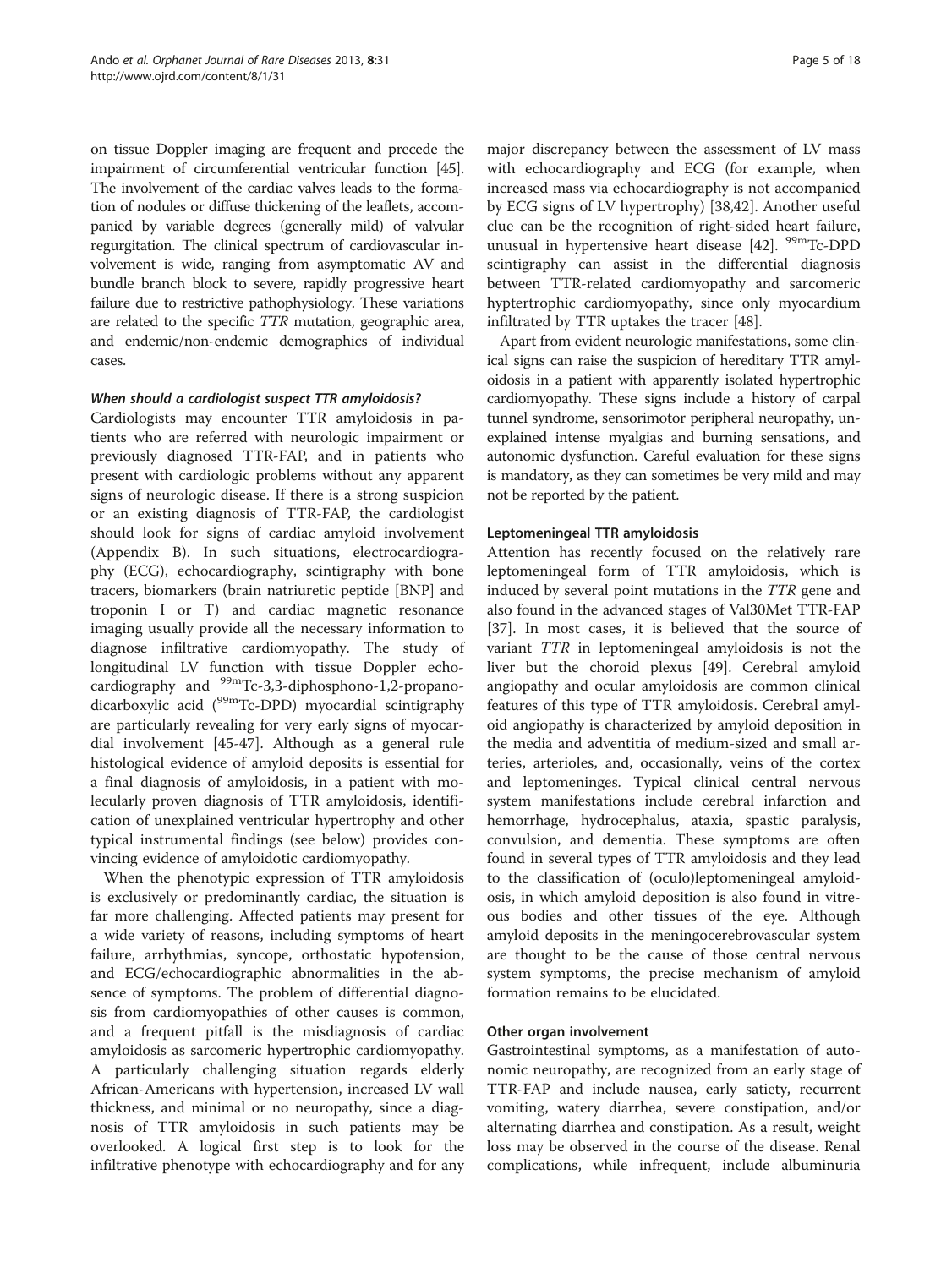on tissue Doppler imaging are frequent and precede the impairment of circumferential ventricular function [45]. The involvement of the cardiac valves leads to the formation of nodules or diffuse thickening of the leaflets, accompanied by variable degrees (generally mild) of valvular regurgitation. The clinical spectrum of cardiovascular involvement is wide, ranging from asymptomatic AV and bundle branch block to severe, rapidly progressive heart failure due to restrictive pathophysiology. These variations are related to the specific *TTR* mutation, geographic area, and endemic/non-endemic demographics of individual cases.

#### *When should a cardiologist suspect TTR amyloidosis?*

Cardiologists may encounter TTR amyloidosis in patients who are referred with neurologic impairment or previously diagnosed TTR-FAP, and in patients who present with cardiologic problems without any apparent signs of neurologic disease. If there is a strong suspicion or an existing diagnosis of TTR-FAP, the cardiologist should look for signs of cardiac amyloid involvement (Appendix B). In such situations, electrocardiography (ECG), echocardiography, scintigraphy with bone tracers, biomarkers (brain natriuretic peptide [BNP] and troponin I or T) and cardiac magnetic resonance imaging usually provide all the necessary information to diagnose infiltrative cardiomyopathy. The study of longitudinal LV function with tissue Doppler echocardiography and $^{99m}$Tc-3,3-diphosphono-1,2-propanodicarboxylic acid ($^{99m}$Tc-DPD) myocardial scintigraphy are particularly revealing for very early signs of myocardial involvement [45-47]. Although as a general rule histological evidence of amyloid deposits is essential for a final diagnosis of amyloidosis, in a patient with molecularly proven diagnosis of TTR amyloidosis, identification of unexplained ventricular hypertrophy and other typical instrumental findings (see below) provides convincing evidence of amyloidotic cardiomyopathy.

When the phenotypic expression of TTR amyloidosis is exclusively or predominantly cardiac, the situation is far more challenging. Affected patients may present for a wide variety of reasons, including symptoms of heart failure, arrhythmias, syncope, orthostatic hypotension, and ECG/echocardiographic abnormalities in the absence of symptoms. The problem of differential diagnosis from cardiomyopathies of other causes is common, and a frequent pitfall is the misdiagnosis of cardiac amyloidosis as sarcomeric hypertrophic cardiomyopathy. A particularly challenging situation regards elderly African-Americans with hypertension, increased LV wall thickness, and minimal or no neuropathy, since a diagnosis of TTR amyloidosis in such patients may be overlooked. A logical first step is to look for the infiltrative phenotype with echocardiography and for any major discrepancy between the assessment of LV mass with echocardiography and ECG (for example, when increased mass via echocardiography is not accompanied by ECG signs of LV hypertrophy) [38,42]. Another useful clue can be the recognition of right-sided heart failure, unusual in hypertensive heart disease [42]. $^{99m}$Tc-DPD scintigraphy can assist in the differential diagnosis between TTR-related cardiomyopathy and sarcomeric hyptertrophic cardiomyopathy, since only myocardium infiltrated by TTR uptakes the tracer [48].

Apart from evident neurologic manifestations, some clinical signs can raise the suspicion of hereditary TTR amyloidosis in a patient with apparently isolated hypertrophic cardiomyopathy. These signs include a history of carpal tunnel syndrome, sensorimotor peripheral neuropathy, unexplained intense myalgias and burning sensations, and autonomic dysfunction. Careful evaluation for these signs is mandatory, as they can sometimes be very mild and may not be reported by the patient.

### Leptomeningeal TTR amyloidosis

Attention has recently focused on the relatively rare leptomeningeal form of TTR amyloidosis, which is induced by several point mutations in the *TTR* gene and also found in the advanced stages of Val30Met TTR-FAP [37]. In most cases, it is believed that the source of variant *TTR* in leptomeningeal amyloidosis is not the liver but the choroid plexus [49]. Cerebral amyloid angiopathy and ocular amyloidosis are common clinical features of this type of TTR amyloidosis. Cerebral amyloid angiopathy is characterized by amyloid deposition in the media and adventitia of medium-sized and small arteries, arterioles, and, occasionally, veins of the cortex and leptomeninges. Typical clinical central nervous system manifestations include cerebral infarction and hemorrhage, hydrocephalus, ataxia, spastic paralysis, convulsion, and dementia. These symptoms are often found in several types of TTR amyloidosis and they lead to the classification of (oculo)leptomeningeal amyloidosis, in which amyloid deposition is also found in vitreous bodies and other tissues of the eye. Although amyloid deposits in the meningocerebrovascular system are thought to be the cause of those central nervous system symptoms, the precise mechanism of amyloid formation remains to be elucidated.

### Other organ involvement

Gastrointestinal symptoms, as a manifestation of autonomic neuropathy, are recognized from an early stage of TTR-FAP and include nausea, early satiety, recurrent vomiting, watery diarrhea, severe constipation, and/or alternating diarrhea and constipation. As a result, weight loss may be observed in the course of the disease. Renal complications, while infrequent, include albuminuria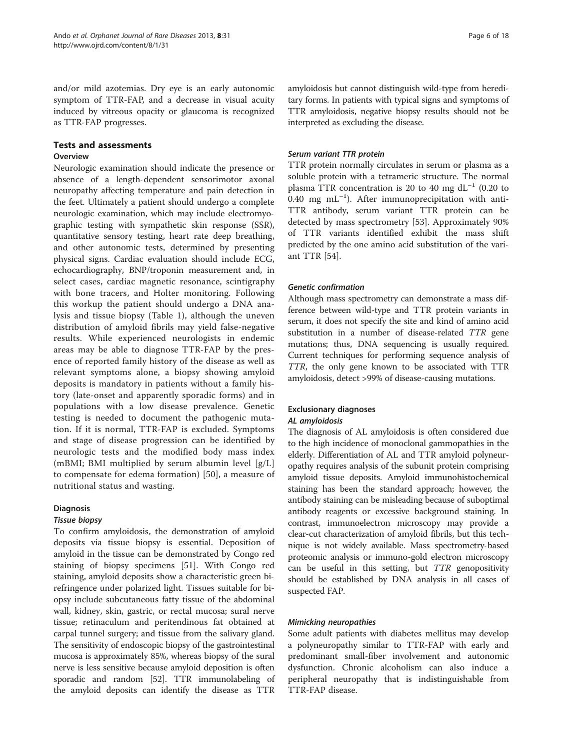and/or mild azotemias. Dry eye is an early autonomic symptom of TTR-FAP, and a decrease in visual acuity induced by vitreous opacity or glaucoma is recognized as TTR-FAP progresses.

## Tests and assessments

### Overview

Neurologic examination should indicate the presence or absence of a length-dependent sensorimotor axonal neuropathy affecting temperature and pain detection in the feet. Ultimately a patient should undergo a complete neurologic examination, which may include electromyographic testing with sympathetic skin response (SSR), quantitative sensory testing, heart rate deep breathing, and other autonomic tests, determined by presenting physical signs. Cardiac evaluation should include ECG, echocardiography, BNP/troponin measurement and, in select cases, cardiac magnetic resonance, scintigraphy with bone tracers, and Holter monitoring. Following this workup the patient should undergo a DNA analysis and tissue biopsy (Table 1), although the uneven distribution of amyloid fibrils may yield false-negative results. While experienced neurologists in endemic areas may be able to diagnose TTR-FAP by the presence of reported family history of the disease as well as relevant symptoms alone, a biopsy showing amyloid deposits is mandatory in patients without a family history (late-onset and apparently sporadic forms) and in populations with a low disease prevalence. Genetic testing is needed to document the pathogenic mutation. If it is normal, TTR-FAP is excluded. Symptoms and stage of disease progression can be identified by neurologic tests and the modified body mass index (mBMI; BMI multiplied by serum albumin level [g/L] to compensate for edema formation) [50], a measure of nutritional status and wasting.

### Diagnosis

#### *Tissue biopsy*

To confirm amyloidosis, the demonstration of amyloid deposits via tissue biopsy is essential. Deposition of amyloid in the tissue can be demonstrated by Congo red staining of biopsy specimens [51]. With Congo red staining, amyloid deposits show a characteristic green birefringence under polarized light. Tissues suitable for biopsy include subcutaneous fatty tissue of the abdominal wall, kidney, skin, gastric, or rectal mucosa; sural nerve tissue; retinaculum and peritendinous fat obtained at carpal tunnel surgery; and tissue from the salivary gland. The sensitivity of endoscopic biopsy of the gastrointestinal mucosa is approximately 85%, whereas biopsy of the sural nerve is less sensitive because amyloid deposition is often sporadic and random [52]. TTR immunolabeling of the amyloid deposits can identify the disease as TTR amyloidosis but cannot distinguish wild-type from hereditary forms. In patients with typical signs and symptoms of TTR amyloidosis, negative biopsy results should not be interpreted as excluding the disease.

#### *Serum variant TTR protein*

TTR protein normally circulates in serum or plasma as a soluble protein with a tetrameric structure. The normal plasma TTR concentration is 20 to 40 mg $dL^{-1}$ (0.20 to 0.40 mg $mL^{-1}$). After immunoprecipitation with anti-TTR antibody, serum variant TTR protein can be detected by mass spectrometry [53]. Approximately 90% of TTR variants identified exhibit the mass shift predicted by the one amino acid substitution of the variant TTR [54].

#### *Genetic confirmation*

Although mass spectrometry can demonstrate a mass difference between wild-type and TTR protein variants in serum, it does not specify the site and kind of amino acid substitution in a number of disease-related *TTR* gene mutations; thus, DNA sequencing is usually required. Current techniques for performing sequence analysis of *TTR*, the only gene known to be associated with TTR amyloidosis, detect >99% of disease-causing mutations.

### Exclusionary diagnoses

#### *AL amyloidosis*

The diagnosis of AL amyloidosis is often considered due to the high incidence of monoclonal gammopathies in the elderly. Differentiation of AL and TTR amyloid polyneuropathy requires analysis of the subunit protein comprising amyloid tissue deposits. Amyloid immunohistochemical staining has been the standard approach; however, the antibody staining can be misleading because of suboptimal antibody reagents or excessive background staining. In contrast, immunoelectron microscopy may provide a clear-cut characterization of amyloid fibrils, but this technique is not widely available. Mass spectrometry-based proteomic analysis or immuno-gold electron microscopy can be useful in this setting, but *TTR* genopositivity should be established by DNA analysis in all cases of suspected FAP.

#### *Mimicking neuropathies*

Some adult patients with diabetes mellitus may develop a polyneuropathy similar to TTR-FAP with early and predominant small-fiber involvement and autonomic dysfunction. Chronic alcoholism can also induce a peripheral neuropathy that is indistinguishable from TTR-FAP disease.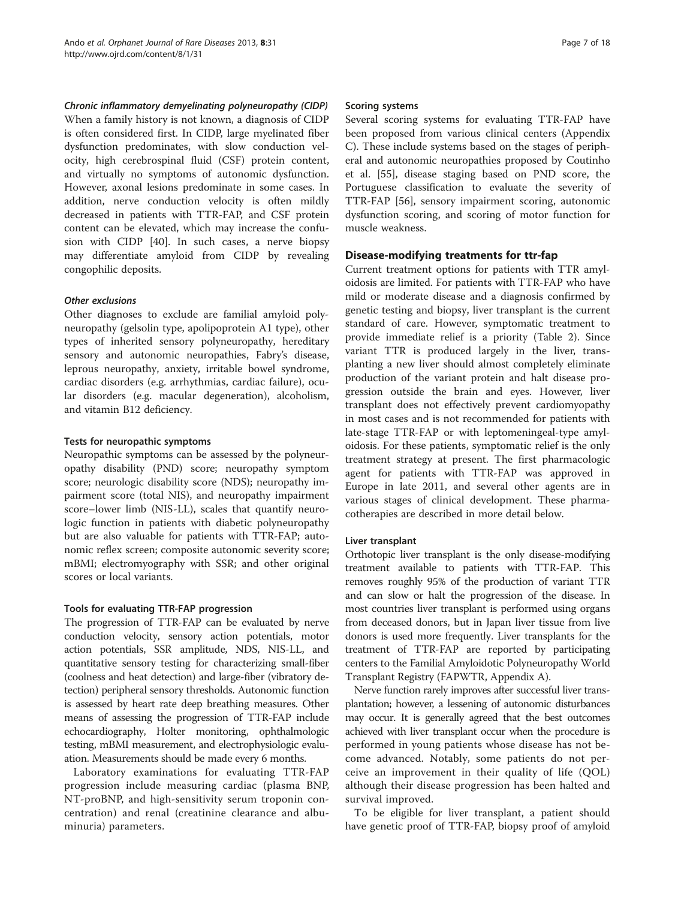#### *Chronic inflammatory demyelinating polyneuropathy (CIDP)*

When a family history is not known, a diagnosis of CIDP is often considered first. In CIDP, large myelinated fiber dysfunction predominates, with slow conduction velocity, high cerebrospinal fluid (CSF) protein content, and virtually no symptoms of autonomic dysfunction. However, axonal lesions predominate in some cases. In addition, nerve conduction velocity is often mildly decreased in patients with TTR-FAP, and CSF protein content can be elevated, which may increase the confusion with CIDP [40]. In such cases, a nerve biopsy may differentiate amyloid from CIDP by revealing congophilic deposits.

#### *Other exclusions*

Other diagnoses to exclude are familial amyloid polyneuropathy (gelsolin type, apolipoprotein A1 type), other types of inherited sensory polyneuropathy, hereditary sensory and autonomic neuropathies, Fabry's disease, leprous neuropathy, anxiety, irritable bowel syndrome, cardiac disorders (e.g. arrhythmias, cardiac failure), ocular disorders (e.g. macular degeneration), alcoholism, and vitamin B12 deficiency.

### Tests for neuropathic symptoms

Neuropathic symptoms can be assessed by the polyneuropathy disability (PND) score; neuropathy symptom score; neurologic disability score (NDS); neuropathy impairment score (total NIS), and neuropathy impairment score–lower limb (NIS-LL), scales that quantify neurologic function in patients with diabetic polyneuropathy but are also valuable for patients with TTR-FAP; autonomic reflex screen; composite autonomic severity score; mBMI; electromyography with SSR; and other original scores or local variants.

### Tools for evaluating TTR-FAP progression

The progression of TTR-FAP can be evaluated by nerve conduction velocity, sensory action potentials, motor action potentials, SSR amplitude, NDS, NIS-LL, and quantitative sensory testing for characterizing small-fiber (coolness and heat detection) and large-fiber (vibratory detection) peripheral sensory thresholds. Autonomic function is assessed by heart rate deep breathing measures. Other means of assessing the progression of TTR-FAP include echocardiography, Holter monitoring, ophthalmologic testing, mBMI measurement, and electrophysiologic evaluation. Measurements should be made every 6 months.

Laboratory examinations for evaluating TTR-FAP progression include measuring cardiac (plasma BNP, NT-proBNP, and high-sensitivity serum troponin concentration) and renal (creatinine clearance and albuminuria) parameters.

### Scoring systems

Several scoring systems for evaluating TTR-FAP have been proposed from various clinical centers (Appendix C). These include systems based on the stages of peripheral and autonomic neuropathies proposed by Coutinho et al. [55], disease staging based on PND score, the Portuguese classification to evaluate the severity of TTR-FAP [56], sensory impairment scoring, autonomic dysfunction scoring, and scoring of motor function for muscle weakness.

## Disease-modifying treatments for ttr-fap

Current treatment options for patients with TTR amyloidosis are limited. For patients with TTR-FAP who have mild or moderate disease and a diagnosis confirmed by genetic testing and biopsy, liver transplant is the current standard of care. However, symptomatic treatment to provide immediate relief is a priority (Table 2). Since variant TTR is produced largely in the liver, transplanting a new liver should almost completely eliminate production of the variant protein and halt disease progression outside the brain and eyes. However, liver transplant does not effectively prevent cardiomyopathy in most cases and is not recommended for patients with late-stage TTR-FAP or with leptomeningeal-type amyloidosis. For these patients, symptomatic relief is the only treatment strategy at present. The first pharmacologic agent for patients with TTR-FAP was approved in Europe in late 2011, and several other agents are in various stages of clinical development. These pharmacotherapies are described in more detail below.

### Liver transplant

Orthotopic liver transplant is the only disease-modifying treatment available to patients with TTR-FAP. This removes roughly 95% of the production of variant TTR and can slow or halt the progression of the disease. In most countries liver transplant is performed using organs from deceased donors, but in Japan liver tissue from live donors is used more frequently. Liver transplants for the treatment of TTR-FAP are reported by participating centers to the Familial Amyloidotic Polyneuropathy World Transplant Registry (FAPWTR, Appendix A).

Nerve function rarely improves after successful liver transplantation; however, a lessening of autonomic disturbances may occur. It is generally agreed that the best outcomes achieved with liver transplant occur when the procedure is performed in young patients whose disease has not become advanced. Notably, some patients do not perceive an improvement in their quality of life (QOL) although their disease progression has been halted and survival improved.

To be eligible for liver transplant, a patient should have genetic proof of TTR-FAP, biopsy proof of amyloid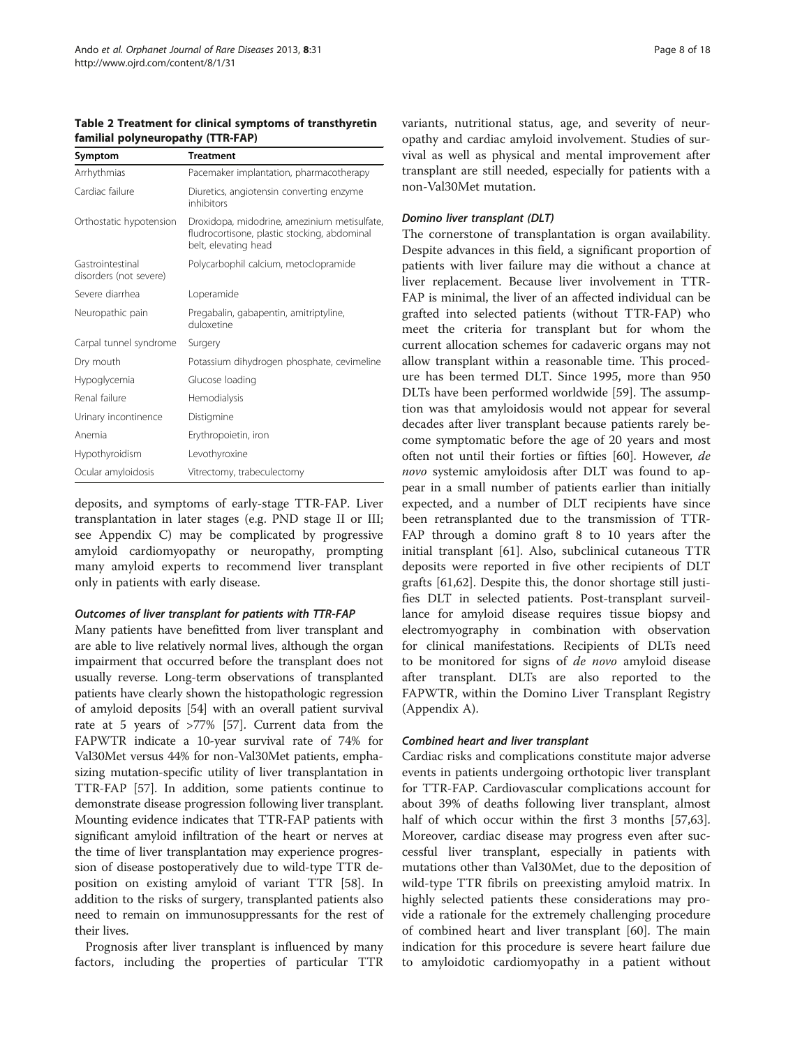**Table 2 Treatment for clinical symptoms of transthyretin familial polyneuropathy (TTR-FAP)**

| Symptom | Treatment |
|---|---|
| Arrhythmias | Pacemaker implantation, pharmacotherapy |
| Cardiac failure | Diuretics, angiotensin converting enzyme inhibitors |
| Orthostatic hypotension | Droxidopa, midodrine, amezinium metisulfate, fludrocortisone, plastic stocking, abdominal belt, elevating head |
| Gastrointestinal disorders (not severe) | Polycarbophil calcium, metoclopramide |
| Severe diarrhea | Loperamide |
| Neuropathic pain | Pregabalin, gabapentin, amitriptyline, duloxetine |
| Carpal tunnel syndrome | Surgery |
| Dry mouth | Potassium dihydrogen phosphate, cevimeline |
| Hypoglycemia | Glucose loading |
| Renal failure | Hemodialysis |
| Urinary incontinence | Distigmine |
| Anemia | Erythropoietin, iron |
| Hypothyroidism | Levothyroxine |
| Ocular amyloidosis | Vitrectomy, trabeculectomy |

deposits, and symptoms of early-stage TTR-FAP. Liver transplantation in later stages (e.g. PND stage II or III; see Appendix C) may be complicated by progressive amyloid cardiomyopathy or neuropathy, prompting many amyloid experts to recommend liver transplant only in patients with early disease.

#### *Outcomes of liver transplant for patients with TTR-FAP*

Many patients have benefitted from liver transplant and are able to live relatively normal lives, although the organ impairment that occurred before the transplant does not usually reverse. Long-term observations of transplanted patients have clearly shown the histopathologic regression of amyloid deposits [54] with an overall patient survival rate at 5 years of >77% [57]. Current data from the FAPWTR indicate a 10-year survival rate of 74% for Val30Met versus 44% for non-Val30Met patients, emphasizing mutation-specific utility of liver transplantation in TTR-FAP [57]. In addition, some patients continue to demonstrate disease progression following liver transplant. Mounting evidence indicates that TTR-FAP patients with significant amyloid infiltration of the heart or nerves at the time of liver transplantation may experience progression of disease postoperatively due to wild-type TTR deposition on existing amyloid of variant TTR [58]. In addition to the risks of surgery, transplanted patients also need to remain on immunosuppressants for the rest of their lives.

Prognosis after liver transplant is influenced by many factors, including the properties of particular TTR variants, nutritional status, age, and severity of neuropathy and cardiac amyloid involvement. Studies of survival as well as physical and mental improvement after transplant are still needed, especially for patients with a non-Val30Met mutation.

#### *Domino liver transplant (DLT)*

The cornerstone of transplantation is organ availability. Despite advances in this field, a significant proportion of patients with liver failure may die without a chance at liver replacement. Because liver involvement in TTR-FAP is minimal, the liver of an affected individual can be grafted into selected patients (without TTR-FAP) who meet the criteria for transplant but for whom the current allocation schemes for cadaveric organs may not allow transplant within a reasonable time. This procedure has been termed DLT. Since 1995, more than 950 DLTs have been performed worldwide [59]. The assumption was that amyloidosis would not appear for several decades after liver transplant because patients rarely become symptomatic before the age of 20 years and most often not until their forties or fifties [60]. However, *de novo* systemic amyloidosis after DLT was found to appear in a small number of patients earlier than initially expected, and a number of DLT recipients have since been retransplanted due to the transmission of TTR-FAP through a domino graft 8 to 10 years after the initial transplant [61]. Also, subclinical cutaneous TTR deposits were reported in five other recipients of DLT grafts [61,62]. Despite this, the donor shortage still justifies DLT in selected patients. Post-transplant surveillance for amyloid disease requires tissue biopsy and electromyography in combination with observation for clinical manifestations. Recipients of DLTs need to be monitored for signs of *de novo* amyloid disease after transplant. DLTs are also reported to the FAPWTR, within the Domino Liver Transplant Registry (Appendix A).

#### *Combined heart and liver transplant*

Cardiac risks and complications constitute major adverse events in patients undergoing orthotopic liver transplant for TTR-FAP. Cardiovascular complications account for about 39% of deaths following liver transplant, almost half of which occur within the first 3 months [57,63]. Moreover, cardiac disease may progress even after successful liver transplant, especially in patients with mutations other than Val30Met, due to the deposition of wild-type TTR fibrils on preexisting amyloid matrix. In highly selected patients these considerations may provide a rationale for the extremely challenging procedure of combined heart and liver transplant [60]. The main indication for this procedure is severe heart failure due to amyloidotic cardiomyopathy in a patient without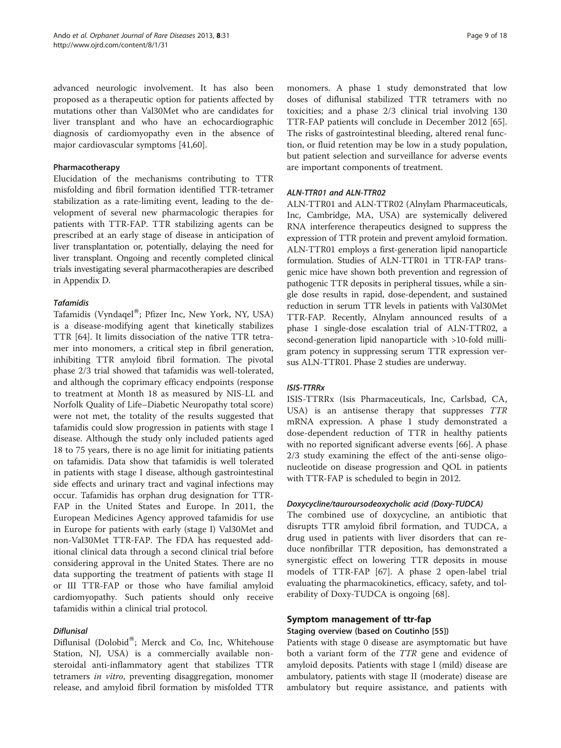advanced neurologic involvement. It has also been proposed as a therapeutic option for patients affected by mutations other than Val30Met who are candidates for liver transplant and who have an echocardiographic diagnosis of cardiomyopathy even in the absence of major cardiovascular symptoms [41,60].

#### Pharmacotherapy

Elucidation of the mechanisms contributing to TTR misfolding and fibril formation identified TTR-tetramer stabilization as a rate-limiting event, leading to the development of several new pharmacologic therapies for patients with TTR-FAP. TTR stabilizing agents can be prescribed at an early stage of disease in anticipation of liver transplantation or, potentially, delaying the need for liver transplant. Ongoing and recently completed clinical trials investigating several pharmacotherapies are described in Appendix D.

##### *Tafamidis*

Tafamidis (Vyndaqel®; Pfizer Inc, New York, NY, USA) is a disease-modifying agent that kinetically stabilizes TTR [64]. It limits dissociation of the native TTR tetramer into monomers, a critical step in fibril generation, inhibiting TTR amyloid fibril formation. The pivotal phase 2/3 trial showed that tafamidis was well-tolerated, and although the coprimary efficacy endpoints (response to treatment at Month 18 as measured by NIS-LL and Norfolk Quality of Life–Diabetic Neuropathy total score) were not met, the totality of the results suggested that tafamidis could slow progression in patients with stage I disease. Although the study only included patients aged 18 to 75 years, there is no age limit for initiating patients on tafamidis. Data show that tafamidis is well tolerated in patients with stage I disease, although gastrointestinal side effects and urinary tract and vaginal infections may occur. Tafamidis has orphan drug designation for TTR-FAP in the United States and Europe. In 2011, the European Medicines Agency approved tafamidis for use in Europe for patients with early (stage I) Val30Met and non-Val30Met TTR-FAP. The FDA has requested additional clinical data through a second clinical trial before considering approval in the United States. There are no data supporting the treatment of patients with stage II or III TTR-FAP or those who have familial amyloid cardiomyopathy. Such patients should only receive tafamidis within a clinical trial protocol.

##### *Diflunisal*

Diflunisal (Dolobid®; Merck and Co, Inc, Whitehouse Station, NJ, USA) is a commercially available nonsteroidal anti-inflammatory agent that stabilizes TTR tetramers *in vitro*, preventing disaggregation, monomer release, and amyloid fibril formation by misfolded TTR monomers. A phase 1 study demonstrated that low doses of diflunisal stabilized TTR tetramers with no toxicities; and a phase 2/3 clinical trial involving 130 TTR-FAP patients will conclude in December 2012 [65]. The risks of gastrointestinal bleeding, altered renal function, or fluid retention may be low in a study population, but patient selection and surveillance for adverse events are important components of treatment.

##### *ALN-TTR01 and ALN-TTR02*

ALN-TTR01 and ALN-TTR02 (Alnylam Pharmaceuticals, Inc, Cambridge, MA, USA) are systemically delivered RNA interference therapeutics designed to suppress the expression of TTR protein and prevent amyloid formation. ALN-TTR01 employs a first-generation lipid nanoparticle formulation. Studies of ALN-TTR01 in TTR-FAP transgenic mice have shown both prevention and regression of pathogenic TTR deposits in peripheral tissues, while a single dose results in rapid, dose-dependent, and sustained reduction in serum TTR levels in patients with Val30Met TTR-FAP. Recently, Alnylam announced results of a phase 1 single-dose escalation trial of ALN-TTR02, a second-generation lipid nanoparticle with >10-fold milligram potency in suppressing serum TTR expression versus ALN-TTR01. Phase 2 studies are underway.

##### *ISIS-TTRRx*

ISIS-TTRRx (Isis Pharmaceuticals, Inc, Carlsbad, CA, USA) is an antisense therapy that suppresses *TTR* mRNA expression. A phase 1 study demonstrated a dose-dependent reduction of TTR in healthy patients with no reported significant adverse events [66]. A phase 2/3 study examining the effect of the anti-sense oligonucleotide on disease progression and QOL in patients with TTR-FAP is scheduled to begin in 2012.

##### *Doxycycline/tauroursodeoxycholic acid (Doxy-TUDCA)*

The combined use of doxycycline, an antibiotic that disrupts TTR amyloid fibril formation, and TUDCA, a drug used in patients with liver disorders that can reduce nonfibrillar TTR deposition, has demonstrated a synergistic effect on lowering TTR deposits in mouse models of TTR-FAP [67]. A phase 2 open-label trial evaluating the pharmacokinetics, efficacy, safety, and tolerability of Doxy-TUDCA is ongoing [68].

### Symptom management of ttr-fap

#### Staging overview (based on Coutinho [55])

Patients with stage 0 disease are asymptomatic but have both a variant form of the *TTR* gene and evidence of amyloid deposits. Patients with stage I (mild) disease are ambulatory, patients with stage II (moderate) disease are ambulatory but require assistance, and patients with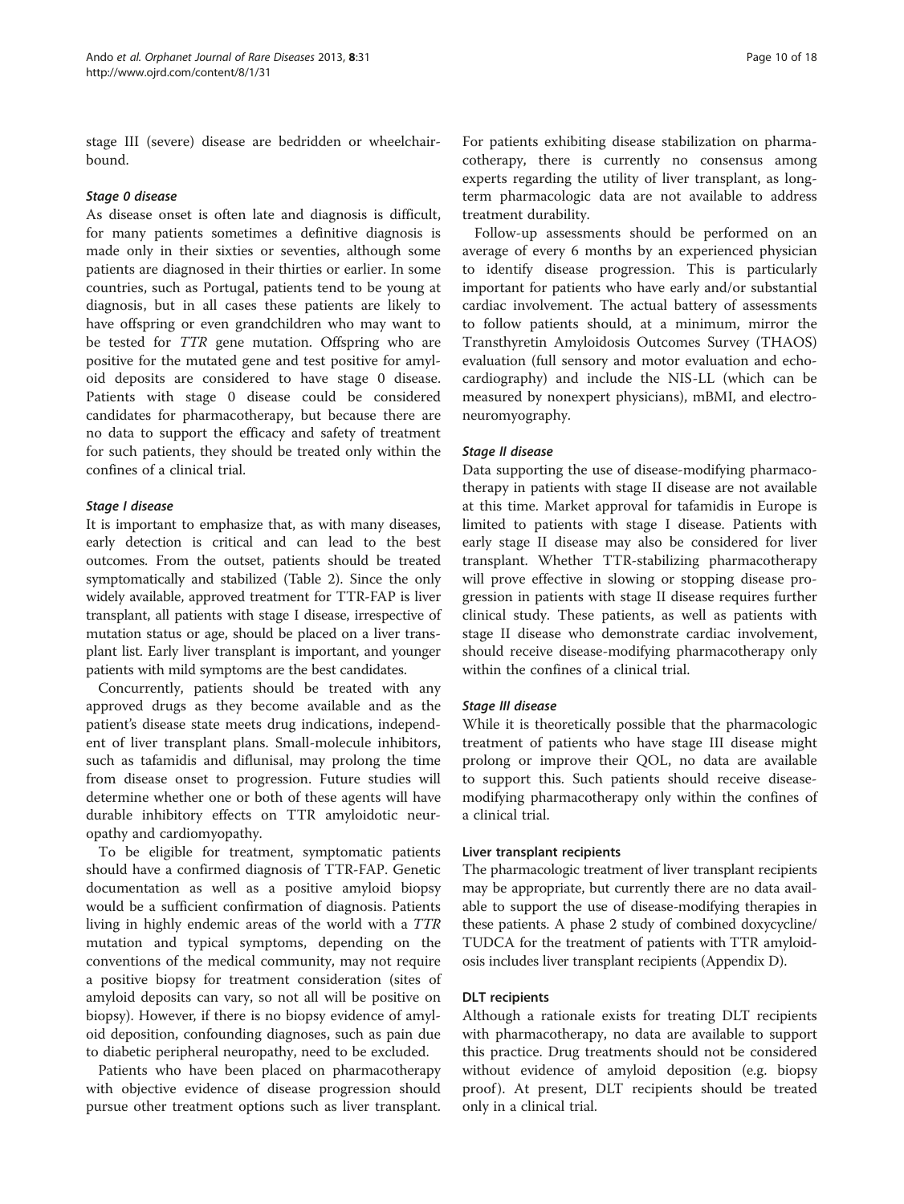stage III (severe) disease are bedridden or wheelchair-bound.

#### *Stage 0 disease*

As disease onset is often late and diagnosis is difficult, for many patients sometimes a definitive diagnosis is made only in their sixties or seventies, although some patients are diagnosed in their thirties or earlier. In some countries, such as Portugal, patients tend to be young at diagnosis, but in all cases these patients are likely to have offspring or even grandchildren who may want to be tested for *TTR* gene mutation. Offspring who are positive for the mutated gene and test positive for amyloid deposits are considered to have stage 0 disease. Patients with stage 0 disease could be considered candidates for pharmacotherapy, but because there are no data to support the efficacy and safety of treatment for such patients, they should be treated only within the confines of a clinical trial.

#### *Stage I disease*

It is important to emphasize that, as with many diseases, early detection is critical and can lead to the best outcomes. From the outset, patients should be treated symptomatically and stabilized (Table 2). Since the only widely available, approved treatment for TTR-FAP is liver transplant, all patients with stage I disease, irrespective of mutation status or age, should be placed on a liver transplant list. Early liver transplant is important, and younger patients with mild symptoms are the best candidates.

Concurrently, patients should be treated with any approved drugs as they become available and as the patient's disease state meets drug indications, independent of liver transplant plans. Small-molecule inhibitors, such as tafamidis and diflunisal, may prolong the time from disease onset to progression. Future studies will determine whether one or both of these agents will have durable inhibitory effects on TTR amyloidotic neuropathy and cardiomyopathy.

To be eligible for treatment, symptomatic patients should have a confirmed diagnosis of TTR-FAP. Genetic documentation as well as a positive amyloid biopsy would be a sufficient confirmation of diagnosis. Patients living in highly endemic areas of the world with a *TTR* mutation and typical symptoms, depending on the conventions of the medical community, may not require a positive biopsy for treatment consideration (sites of amyloid deposits can vary, so not all will be positive on biopsy). However, if there is no biopsy evidence of amyloid deposition, confounding diagnoses, such as pain due to diabetic peripheral neuropathy, need to be excluded.

Patients who have been placed on pharmacotherapy with objective evidence of disease progression should pursue other treatment options such as liver transplant. For patients exhibiting disease stabilization on pharmacotherapy, there is currently no consensus among experts regarding the utility of liver transplant, as long-term pharmacologic data are not available to address treatment durability.

Follow-up assessments should be performed on an average of every 6 months by an experienced physician to identify disease progression. This is particularly important for patients who have early and/or substantial cardiac involvement. The actual battery of assessments to follow patients should, at a minimum, mirror the Transthyretin Amyloidosis Outcomes Survey (THAOS) evaluation (full sensory and motor evaluation and echocardiography) and include the NIS-LL (which can be measured by nonexpert physicians), mBMI, and electroneuromyography.

#### *Stage II disease*

Data supporting the use of disease-modifying pharmacotherapy in patients with stage II disease are not available at this time. Market approval for tafamidis in Europe is limited to patients with stage I disease. Patients with early stage II disease may also be considered for liver transplant. Whether TTR-stabilizing pharmacotherapy will prove effective in slowing or stopping disease progression in patients with stage II disease requires further clinical study. These patients, as well as patients with stage II disease who demonstrate cardiac involvement, should receive disease-modifying pharmacotherapy only within the confines of a clinical trial.

#### *Stage III disease*

While it is theoretically possible that the pharmacologic treatment of patients who have stage III disease might prolong or improve their QOL, no data are available to support this. Such patients should receive disease-modifying pharmacotherapy only within the confines of a clinical trial.

### Liver transplant recipients

The pharmacologic treatment of liver transplant recipients may be appropriate, but currently there are no data available to support the use of disease-modifying therapies in these patients. A phase 2 study of combined doxycycline/TUDCA for the treatment of patients with TTR amyloidosis includes liver transplant recipients (Appendix D).

### DLT recipients

Although a rationale exists for treating DLT recipients with pharmacotherapy, no data are available to support this practice. Drug treatments should not be considered without evidence of amyloid deposition (e.g. biopsy proof). At present, DLT recipients should be treated only in a clinical trial.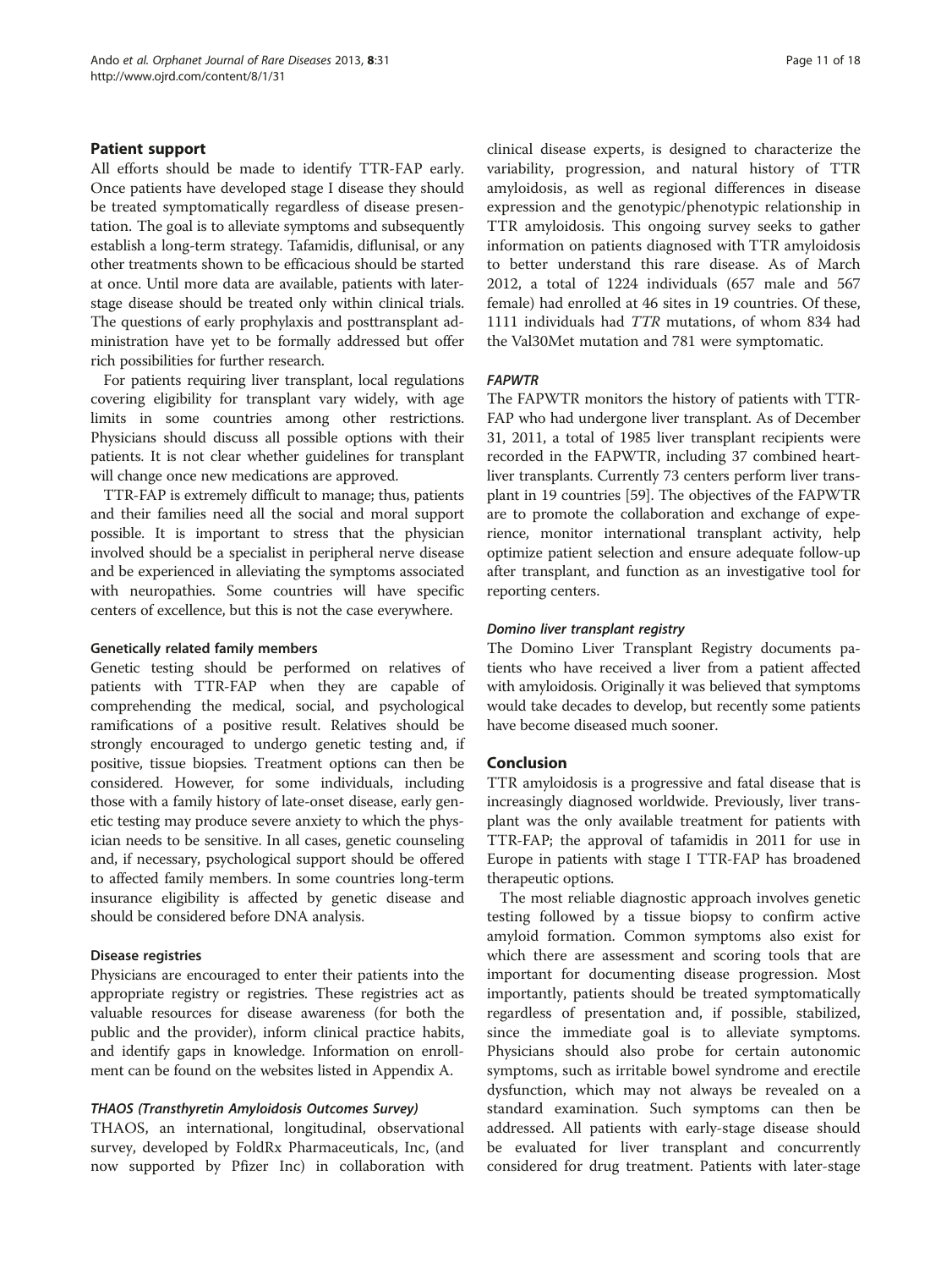## Patient support

All efforts should be made to identify TTR-FAP early. Once patients have developed stage I disease they should be treated symptomatically regardless of disease presentation. The goal is to alleviate symptoms and subsequently establish a long-term strategy. Tafamidis, diflunisal, or any other treatments shown to be efficacious should be started at once. Until more data are available, patients with later-stage disease should be treated only within clinical trials. The questions of early prophylaxis and posttransplant administration have yet to be formally addressed but offer rich possibilities for further research.

For patients requiring liver transplant, local regulations covering eligibility for transplant vary widely, with age limits in some countries among other restrictions. Physicians should discuss all possible options with their patients. It is not clear whether guidelines for transplant will change once new medications are approved.

TTR-FAP is extremely difficult to manage; thus, patients and their families need all the social and moral support possible. It is important to stress that the physician involved should be a specialist in peripheral nerve disease and be experienced in alleviating the symptoms associated with neuropathies. Some countries will have specific centers of excellence, but this is not the case everywhere.

### Genetically related family members

Genetic testing should be performed on relatives of patients with TTR-FAP when they are capable of comprehending the medical, social, and psychological ramifications of a positive result. Relatives should be strongly encouraged to undergo genetic testing and, if positive, tissue biopsies. Treatment options can then be considered. However, for some individuals, including those with a family history of late-onset disease, early genetic testing may produce severe anxiety to which the physician needs to be sensitive. In all cases, genetic counseling and, if necessary, psychological support should be offered to affected family members. In some countries long-term insurance eligibility is affected by genetic disease and should be considered before DNA analysis.

### Disease registries

Physicians are encouraged to enter their patients into the appropriate registry or registries. These registries act as valuable resources for disease awareness (for both the public and the provider), inform clinical practice habits, and identify gaps in knowledge. Information on enrollment can be found on the websites listed in Appendix A.

#### *THAOS (Transthyretin Amyloidosis Outcomes Survey)*

THAOS, an international, longitudinal, observational survey, developed by FoldRx Pharmaceuticals, Inc, (and now supported by Pfizer Inc) in collaboration with clinical disease experts, is designed to characterize the variability, progression, and natural history of TTR amyloidosis, as well as regional differences in disease expression and the genotypic/phenotypic relationship in TTR amyloidosis. This ongoing survey seeks to gather information on patients diagnosed with TTR amyloidosis to better understand this rare disease. As of March 2012, a total of 1224 individuals (657 male and 567 female) had enrolled at 46 sites in 19 countries. Of these, 1111 individuals had *TTR* mutations, of whom 834 had the Val30Met mutation and 781 were symptomatic.

#### *FAPWTR*

The FAPWTR monitors the history of patients with TTR-FAP who had undergone liver transplant. As of December 31, 2011, a total of 1985 liver transplant recipients were recorded in the FAPWTR, including 37 combined heart-liver transplants. Currently 73 centers perform liver transplant in 19 countries [59]. The objectives of the FAPWTR are to promote the collaboration and exchange of experience, monitor international transplant activity, help optimize patient selection and ensure adequate follow-up after transplant, and function as an investigative tool for reporting centers.

#### *Domino liver transplant registry*

The Domino Liver Transplant Registry documents patients who have received a liver from a patient affected with amyloidosis. Originally it was believed that symptoms would take decades to develop, but recently some patients have become diseased much sooner.

## Conclusion

TTR amyloidosis is a progressive and fatal disease that is increasingly diagnosed worldwide. Previously, liver transplant was the only available treatment for patients with TTR-FAP; the approval of tafamidis in 2011 for use in Europe in patients with stage I TTR-FAP has broadened therapeutic options.

The most reliable diagnostic approach involves genetic testing followed by a tissue biopsy to confirm active amyloid formation. Common symptoms also exist for which there are assessment and scoring tools that are important for documenting disease progression. Most importantly, patients should be treated symptomatically regardless of presentation and, if possible, stabilized, since the immediate goal is to alleviate symptoms. Physicians should also probe for certain autonomic symptoms, such as irritable bowel syndrome and erectile dysfunction, which may not always be revealed on a standard examination. Such symptoms can then be addressed. All patients with early-stage disease should be evaluated for liver transplant and concurrently considered for drug treatment. Patients with later-stage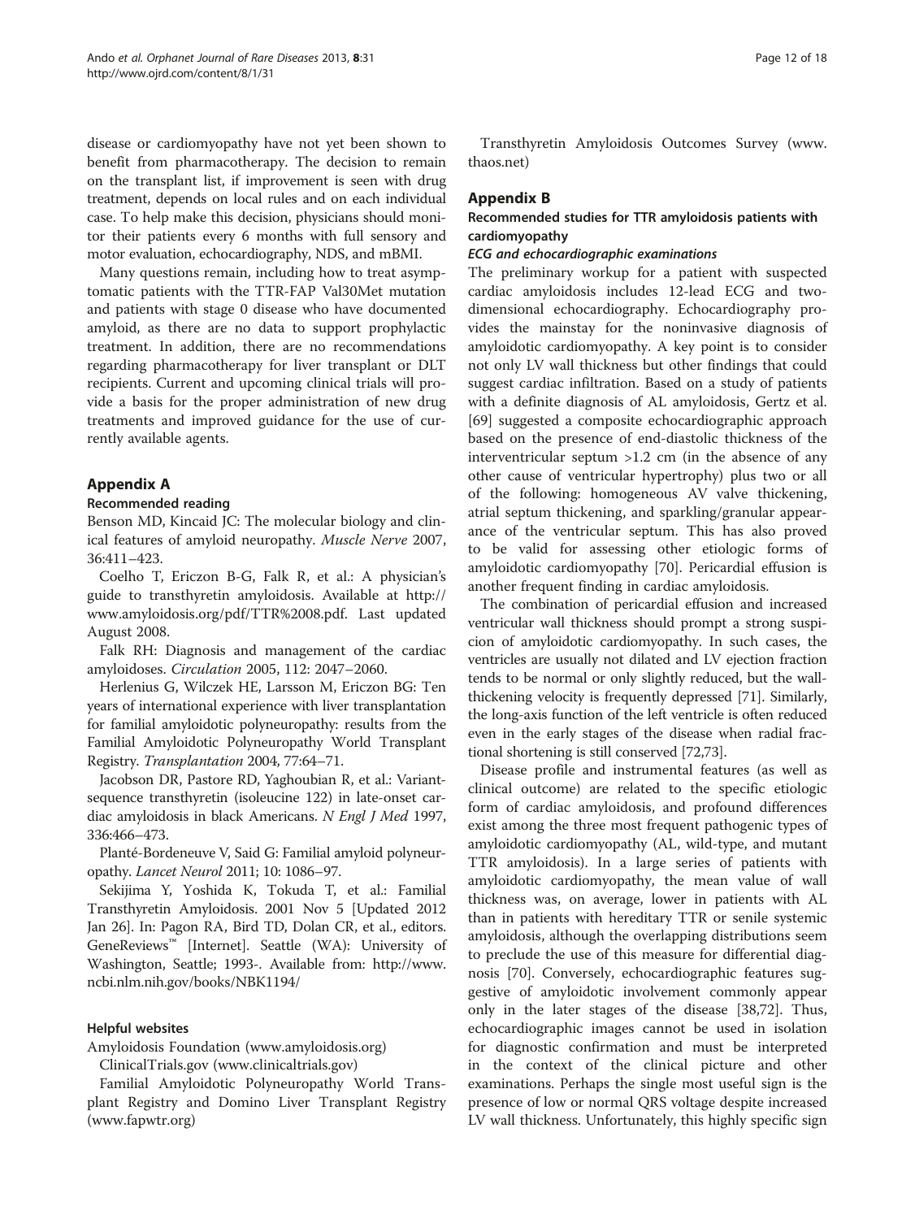disease or cardiomyopathy have not yet been shown to benefit from pharmacotherapy. The decision to remain on the transplant list, if improvement is seen with drug treatment, depends on local rules and on each individual case. To help make this decision, physicians should monitor their patients every 6 months with full sensory and motor evaluation, echocardiography, NDS, and mBMI.

Many questions remain, including how to treat asymptomatic patients with the TTR-FAP Val30Met mutation and patients with stage 0 disease who have documented amyloid, as there are no data to support prophylactic treatment. In addition, there are no recommendations regarding pharmacotherapy for liver transplant or DLT recipients. Current and upcoming clinical trials will provide a basis for the proper administration of new drug treatments and improved guidance for the use of currently available agents.

## Appendix A

### Recommended reading

Benson MD, Kincaid JC: The molecular biology and clinical features of amyloid neuropathy. *Muscle Nerve* 2007, 36:411–423.

Coelho T, Ericzon B-G, Falk R, et al.: A physician's guide to transthyretin amyloidosis. Available at http://www.amyloidosis.org/pdf/TTR%2008.pdf. Last updated August 2008.

Falk RH: Diagnosis and management of the cardiac amyloidoses. *Circulation* 2005, 112: 2047–2060.

Herlenius G, Wilczek HE, Larsson M, Ericzon BG: Ten years of international experience with liver transplantation for familial amyloidotic polyneuropathy: results from the Familial Amyloidotic Polyneuropathy World Transplant Registry. *Transplantation* 2004, 77:64–71.

Jacobson DR, Pastore RD, Yaghoubian R, et al.: Variant-sequence transthyretin (isoleucine 122) in late-onset cardiac amyloidosis in black Americans. *N Engl J Med* 1997, 336:466–473.

Planté-Bordeneuve V, Said G: Familial amyloid polyneuropathy. *Lancet Neurol* 2011; 10: 1086–97.

Sekijima Y, Yoshida K, Tokuda T, et al.: Familial Transthyretin Amyloidosis. 2001 Nov 5 [Updated 2012 Jan 26]. In: Pagon RA, Bird TD, Dolan CR, et al., editors. GeneReviews™ [Internet]. Seattle (WA): University of Washington, Seattle; 1993-. Available from: http://www.ncbi.nlm.nih.gov/books/NBK1194/

### Helpful websites

Amyloidosis Foundation (www.amyloidosis.org)

ClinicalTrials.gov (www.clinicaltrials.gov)

Familial Amyloidotic Polyneuropathy World Transplant Registry and Domino Liver Transplant Registry (www.fapwtr.org)

Transthyretin Amyloidosis Outcomes Survey (www.thaos.net)

## Appendix B

### Recommended studies for TTR amyloidosis patients with cardiomyopathy

#### *ECG and echocardiographic examinations*

The preliminary workup for a patient with suspected cardiac amyloidosis includes 12-lead ECG and two-dimensional echocardiography. Echocardiography provides the mainstay for the noninvasive diagnosis of amyloidotic cardiomyopathy. A key point is to consider not only LV wall thickness but other findings that could suggest cardiac infiltration. Based on a study of patients with a definite diagnosis of AL amyloidosis, Gertz et al. [69] suggested a composite echocardiographic approach based on the presence of end-diastolic thickness of the interventricular septum >1.2 cm (in the absence of any other cause of ventricular hypertrophy) plus two or all of the following: homogeneous AV valve thickening, atrial septum thickening, and sparkling/granular appearance of the ventricular septum. This has also proved to be valid for assessing other etiologic forms of amyloidotic cardiomyopathy [70]. Pericardial effusion is another frequent finding in cardiac amyloidosis.

The combination of pericardial effusion and increased ventricular wall thickness should prompt a strong suspicion of amyloidotic cardiomyopathy. In such cases, the ventricles are usually not dilated and LV ejection fraction tends to be normal or only slightly reduced, but the wall-thickening velocity is frequently depressed [71]. Similarly, the long-axis function of the left ventricle is often reduced even in the early stages of the disease when radial fractional shortening is still conserved [72,73].

Disease profile and instrumental features (as well as clinical outcome) are related to the specific etiologic form of cardiac amyloidosis, and profound differences exist among the three most frequent pathogenic types of amyloidotic cardiomyopathy (AL, wild-type, and mutant TTR amyloidosis). In a large series of patients with amyloidotic cardiomyopathy, the mean value of wall thickness was, on average, lower in patients with AL than in patients with hereditary TTR or senile systemic amyloidosis, although the overlapping distributions seem to preclude the use of this measure for differential diagnosis [70]. Conversely, echocardiographic features suggestive of amyloidotic involvement commonly appear only in the later stages of the disease [38,72]. Thus, echocardiographic images cannot be used in isolation for diagnostic confirmation and must be interpreted in the context of the clinical picture and other examinations. Perhaps the single most useful sign is the presence of low or normal QRS voltage despite increased LV wall thickness. Unfortunately, this highly specific sign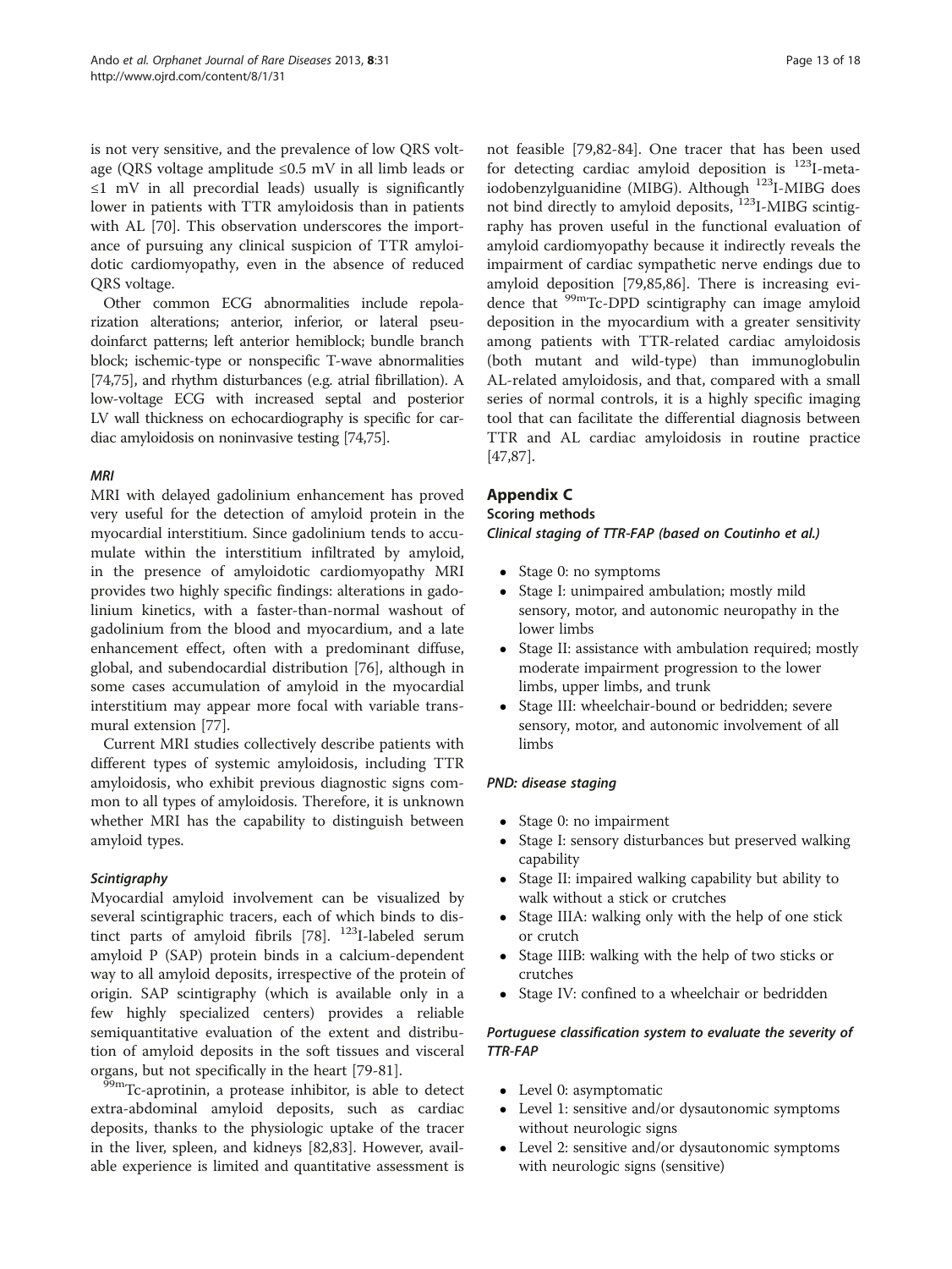is not very sensitive, and the prevalence of low QRS voltage (QRS voltage amplitude ≤0.5 mV in all limb leads or ≤1 mV in all precordial leads) usually is significantly lower in patients with TTR amyloidosis than in patients with AL [70]. This observation underscores the importance of pursuing any clinical suspicion of TTR amyloidotic cardiomyopathy, even in the absence of reduced QRS voltage.

Other common ECG abnormalities include repolarization alterations; anterior, inferior, or lateral pseudoinfarct patterns; left anterior hemiblock; bundle branch block; ischemic-type or nonspecific T-wave abnormalities [74,75], and rhythm disturbances (e.g. atrial fibrillation). A low-voltage ECG with increased septal and posterior LV wall thickness on echocardiography is specific for cardiac amyloidosis on noninvasive testing [74,75].

#### *MRI*

MRI with delayed gadolinium enhancement has proved very useful for the detection of amyloid protein in the myocardial interstitium. Since gadolinium tends to accumulate within the interstitium infiltrated by amyloid, in the presence of amyloidotic cardiomyopathy MRI provides two highly specific findings: alterations in gadolinium kinetics, with a faster-than-normal washout of gadolinium from the blood and myocardium, and a late enhancement effect, often with a predominant diffuse, global, and subendocardial distribution [76], although in some cases accumulation of amyloid in the myocardial interstitium may appear more focal with variable transmural extension [77].

Current MRI studies collectively describe patients with different types of systemic amyloidosis, including TTR amyloidosis, who exhibit previous diagnostic signs common to all types of amyloidosis. Therefore, it is unknown whether MRI has the capability to distinguish between amyloid types.

#### *Scintigraphy*

Myocardial amyloid involvement can be visualized by several scintigraphic tracers, each of which binds to distinct parts of amyloid fibrils [78]. $^{123}$I-labeled serum amyloid P (SAP) protein binds in a calcium-dependent way to all amyloid deposits, irrespective of the protein of origin. SAP scintigraphy (which is available only in a few highly specialized centers) provides a reliable semiquantitative evaluation of the extent and distribution of amyloid deposits in the soft tissues and visceral organs, but not specifically in the heart [79-81].

$^{99m}$Tc-aprotinin, a protease inhibitor, is able to detect extra-abdominal amyloid deposits, such as cardiac deposits, thanks to the physiologic uptake of the tracer in the liver, spleen, and kidneys [82,83]. However, available experience is limited and quantitative assessment is not feasible [79,82-84]. One tracer that has been used for detecting cardiac amyloid deposition is $^{123}$I-metaiodobenzylguanidine (MIBG). Although $^{123}$I-MIBG does not bind directly to amyloid deposits, $^{123}$I-MIBG scintigraphy has proven useful in the functional evaluation of amyloid cardiomyopathy because it indirectly reveals the impairment of cardiac sympathetic nerve endings due to amyloid deposition [79,85,86]. There is increasing evidence that $^{99m}$Tc-DPD scintigraphy can image amyloid deposition in the myocardium with a greater sensitivity among patients with TTR-related cardiac amyloidosis (both mutant and wild-type) than immunoglobulin AL-related amyloidosis, and that, compared with a small series of normal controls, it is a highly specific imaging tool that can facilitate the differential diagnosis between TTR and AL cardiac amyloidosis in routine practice [47,87].

## Appendix C

### Scoring methods

#### *Clinical staging of TTR-FAP (based on Coutinho et al.)*

- Stage 0: no symptoms
- Stage I: unimpaired ambulation; mostly mild sensory, motor, and autonomic neuropathy in the lower limbs
- Stage II: assistance with ambulation required; mostly moderate impairment progression to the lower limbs, upper limbs, and trunk
- Stage III: wheelchair-bound or bedridden; severe sensory, motor, and autonomic involvement of all limbs

#### *PND: disease staging*

- Stage 0: no impairment
- Stage I: sensory disturbances but preserved walking capability
- Stage II: impaired walking capability but ability to walk without a stick or crutches
- Stage IIIA: walking only with the help of one stick or crutch
- Stage IIIB: walking with the help of two sticks or crutches
- Stage IV: confined to a wheelchair or bedridden

#### *Portuguese classification system to evaluate the severity of TTR-FAP*

- Level 0: asymptomatic
- Level 1: sensitive and/or dysautonomic symptoms without neurologic signs
- Level 2: sensitive and/or dysautonomic symptoms with neurologic signs (sensitive)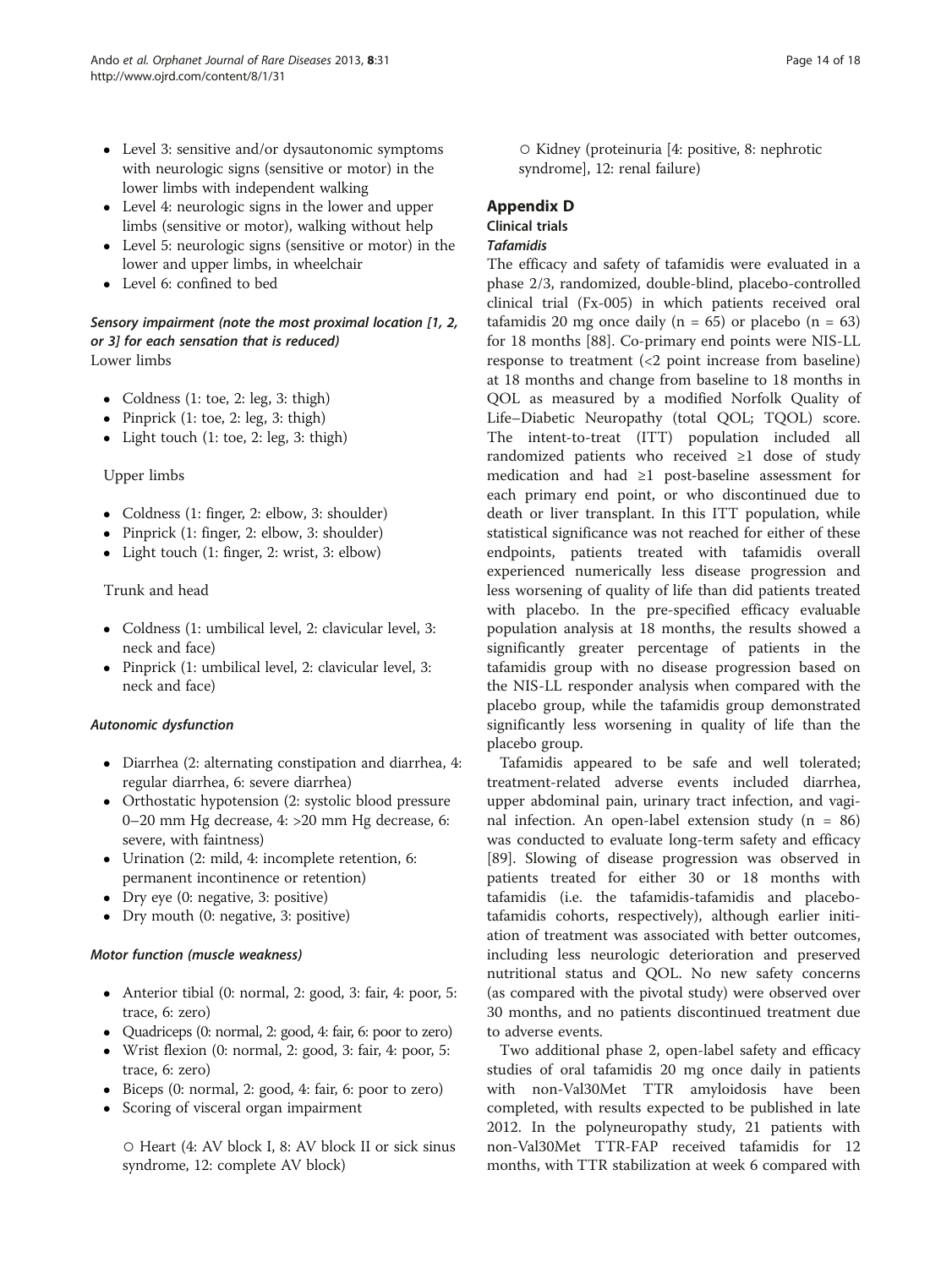- Level 3: sensitive and/or dysautonomic symptoms with neurologic signs (sensitive or motor) in the lower limbs with independent walking
- Level 4: neurologic signs in the lower and upper limbs (sensitive or motor), walking without help
- Level 5: neurologic signs (sensitive or motor) in the lower and upper limbs, in wheelchair
- Level 6: confined to bed

#### *Sensory impairment (note the most proximal location [1, 2, or 3] for each sensation that is reduced)*

Lower limbs

- Coldness (1: toe, 2: leg, 3: thigh)
- Pinprick (1: toe, 2: leg, 3: thigh)
- Light touch (1: toe, 2: leg, 3: thigh)

Upper limbs

- Coldness (1: finger, 2: elbow, 3: shoulder)
- Pinprick (1: finger, 2: elbow, 3: shoulder)
- Light touch (1: finger, 2: wrist, 3: elbow)

Trunk and head

- Coldness (1: umbilical level, 2: clavicular level, 3: neck and face)
- Pinprick (1: umbilical level, 2: clavicular level, 3: neck and face)

#### *Autonomic dysfunction*

- Diarrhea (2: alternating constipation and diarrhea, 4: regular diarrhea, 6: severe diarrhea)
- Orthostatic hypotension (2: systolic blood pressure 0–20 mm Hg decrease, 4: >20 mm Hg decrease, 6: severe, with faintness)
- Urination (2: mild, 4: incomplete retention, 6: permanent incontinence or retention)
- Dry eye (0: negative, 3: positive)
- Dry mouth (0: negative, 3: positive)

#### *Motor function (muscle weakness)*

- Anterior tibial (0: normal, 2: good, 3: fair, 4: poor, 5: trace, 6: zero)
- Quadriceps (0: normal, 2: good, 4: fair, 6: poor to zero)
- Wrist flexion (0: normal, 2: good, 3: fair, 4: poor, 5: trace, 6: zero)
- Biceps (0: normal, 2: good, 4: fair, 6: poor to zero)
- Scoring of visceral organ impairment
  - Heart (4: AV block I, 8: AV block II or sick sinus syndrome, 12: complete AV block)
  - Kidney (proteinuria [4: positive, 8: nephrotic syndrome], 12: renal failure)

## Appendix D

### Clinical trials

#### *Tafamidis*

The efficacy and safety of tafamidis were evaluated in a phase 2/3, randomized, double-blind, placebo-controlled clinical trial (Fx-005) in which patients received oral tafamidis 20 mg once daily (n = 65) or placebo (n = 63) for 18 months [88]. Co-primary end points were NIS-LL response to treatment (<2 point increase from baseline) at 18 months and change from baseline to 18 months in QOL as measured by a modified Norfolk Quality of Life–Diabetic Neuropathy (total QOL; TQOL) score. The intent-to-treat (ITT) population included all randomized patients who received ≥1 dose of study medication and had ≥1 post-baseline assessment for each primary end point, or who discontinued due to death or liver transplant. In this ITT population, while statistical significance was not reached for either of these endpoints, patients treated with tafamidis overall experienced numerically less disease progression and less worsening of quality of life than did patients treated with placebo. In the pre-specified efficacy evaluable population analysis at 18 months, the results showed a significantly greater percentage of patients in the tafamidis group with no disease progression based on the NIS-LL responder analysis when compared with the placebo group, while the tafamidis group demonstrated significantly less worsening in quality of life than the placebo group.

Tafamidis appeared to be safe and well tolerated; treatment-related adverse events included diarrhea, upper abdominal pain, urinary tract infection, and vaginal infection. An open-label extension study (n = 86) was conducted to evaluate long-term safety and efficacy [89]. Slowing of disease progression was observed in patients treated for either 30 or 18 months with tafamidis (i.e. the tafamidis-tafamidis and placebo-tafamidis cohorts, respectively), although earlier initiation of treatment was associated with better outcomes, including less neurologic deterioration and preserved nutritional status and QOL. No new safety concerns (as compared with the pivotal study) were observed over 30 months, and no patients discontinued treatment due to adverse events.

Two additional phase 2, open-label safety and efficacy studies of oral tafamidis 20 mg once daily in patients with non-Val30Met TTR amyloidosis have been completed, with results expected to be published in late 2012. In the polyneuropathy study, 21 patients with non-Val30Met TTR-FAP received tafamidis for 12 months, with TTR stabilization at week 6 compared with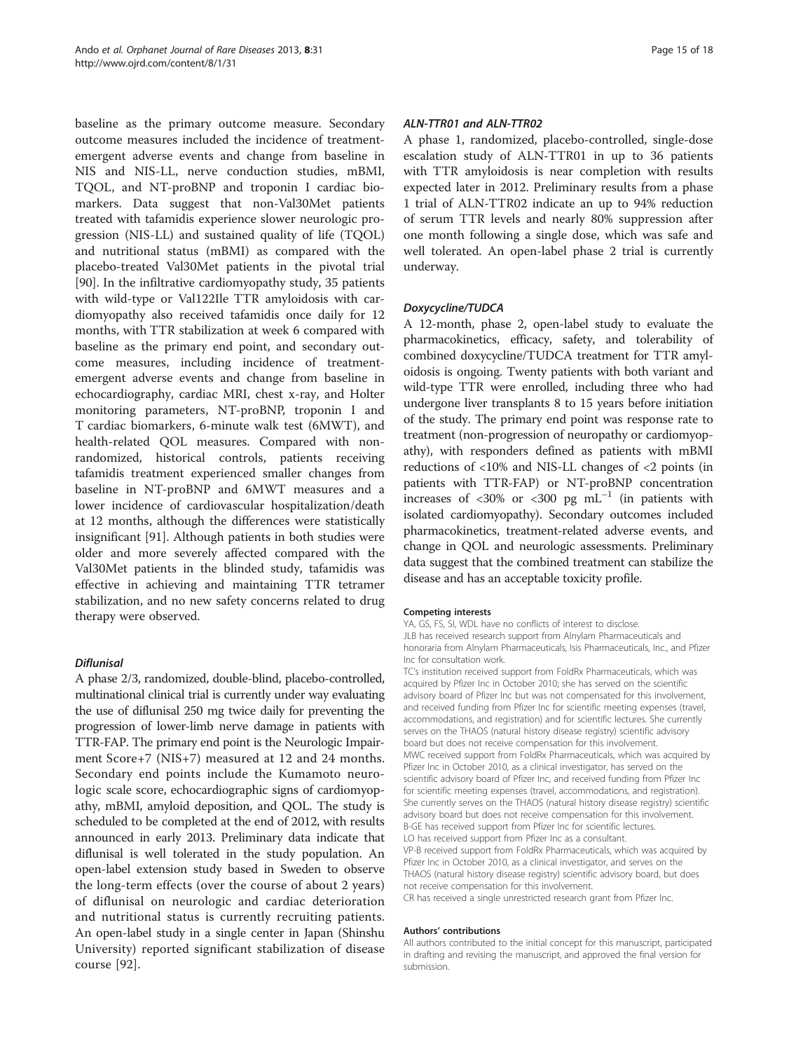baseline as the primary outcome measure. Secondary outcome measures included the incidence of treatment-emergent adverse events and change from baseline in NIS and NIS-LL, nerve conduction studies, mBMI, TQOL, and NT-proBNP and troponin I cardiac biomarkers. Data suggest that non-Val30Met patients treated with tafamidis experience slower neurologic progression (NIS-LL) and sustained quality of life (TQOL) and nutritional status (mBMI) as compared with the placebo-treated Val30Met patients in the pivotal trial [90]. In the infiltrative cardiomyopathy study, 35 patients with wild-type or Val122Ile TTR amyloidosis with cardiomyopathy also received tafamidis once daily for 12 months, with TTR stabilization at week 6 compared with baseline as the primary end point, and secondary outcome measures, including incidence of treatment-emergent adverse events and change from baseline in echocardiography, cardiac MRI, chest x-ray, and Holter monitoring parameters, NT-proBNP, troponin I and T cardiac biomarkers, 6-minute walk test (6MWT), and health-related QOL measures. Compared with non-randomized, historical controls, patients receiving tafamidis treatment experienced smaller changes from baseline in NT-proBNP and 6MWT measures and a lower incidence of cardiovascular hospitalization/death at 12 months, although the differences were statistically insignificant [91]. Although patients in both studies were older and more severely affected compared with the Val30Met patients in the blinded study, tafamidis was effective in achieving and maintaining TTR tetramer stabilization, and no new safety concerns related to drug therapy were observed.

#### *Diflunisal*

A phase 2/3, randomized, double-blind, placebo-controlled, multinational clinical trial is currently under way evaluating the use of diflunisal 250 mg twice daily for preventing the progression of lower-limb nerve damage in patients with TTR-FAP. The primary end point is the Neurologic Impairment Score+7 (NIS+7) measured at 12 and 24 months. Secondary end points include the Kumamoto neurologic scale score, echocardiographic signs of cardiomyopathy, mBMI, amyloid deposition, and QOL. The study is scheduled to be completed at the end of 2012, with results announced in early 2013. Preliminary data indicate that diflunisal is well tolerated in the study population. An open-label extension study based in Sweden to observe the long-term effects (over the course of about 2 years) of diflunisal on neurologic and cardiac deterioration and nutritional status is currently recruiting patients. An open-label study in a single center in Japan (Shinshu University) reported significant stabilization of disease course [92].

#### *ALN-TTR01 and ALN-TTR02*

A phase 1, randomized, placebo-controlled, single-dose escalation study of ALN-TTR01 in up to 36 patients with TTR amyloidosis is near completion with results expected later in 2012. Preliminary results from a phase 1 trial of ALN-TTR02 indicate an up to 94% reduction of serum TTR levels and nearly 80% suppression after one month following a single dose, which was safe and well tolerated. An open-label phase 2 trial is currently underway.

#### *Doxycycline/TUDCA*

A 12-month, phase 2, open-label study to evaluate the pharmacokinetics, efficacy, safety, and tolerability of combined doxycycline/TUDCA treatment for TTR amyloidosis is ongoing. Twenty patients with both variant and wild-type TTR were enrolled, including three who had undergone liver transplants 8 to 15 years before initiation of the study. The primary end point was response rate to treatment (non-progression of neuropathy or cardiomyopathy), with responders defined as patients with mBMI reductions of <10% and NIS-LL changes of <2 points (in patients with TTR-FAP) or NT-proBNP concentration increases of <30% or <300 pg $mL^{-1}$ (in patients with isolated cardiomyopathy). Secondary outcomes included pharmacokinetics, treatment-related adverse events, and change in QOL and neurologic assessments. Preliminary data suggest that the combined treatment can stabilize the disease and has an acceptable toxicity profile.

#### Competing interests

YA, GS, FS, SI, WDL have no conflicts of interest to disclose.
JLB has received research support from Alnylam Pharmaceuticals and honoraria from Alnylam Pharmaceuticals, Isis Pharmaceuticals, Inc., and Pfizer Inc for consultation work.
TC's institution received support from FoldRx Pharmaceuticals, which was acquired by Pfizer Inc in October 2010; she has served on the scientific advisory board of Pfizer Inc but was not compensated for this involvement, and received funding from Pfizer Inc for scientific meeting expenses (travel, accommodations, and registration) and for scientific lectures. She currently serves on the THAOS (natural history disease registry) scientific advisory board but does not receive compensation for this involvement.
MWC received support from FoldRx Pharmaceuticals, which was acquired by Pfizer Inc in October 2010, as a clinical investigator, has served on the scientific advisory board of Pfizer Inc, and received funding from Pfizer Inc for scientific meeting expenses (travel, accommodations, and registration). She currently serves on the THAOS (natural history disease registry) scientific advisory board but does not receive compensation for this involvement.
B-GE has received support from Pfizer Inc for scientific lectures.
LO has received support from Pfizer Inc as a consultant.
VP-B received support from FoldRx Pharmaceuticals, which was acquired by Pfizer Inc in October 2010, as a clinical investigator, and serves on the THAOS (natural history disease registry) scientific advisory board, but does not receive compensation for this involvement.
CR has received a single unrestricted research grant from Pfizer Inc.

#### Authors' contributions

All authors contributed to the initial concept for this manuscript, participated in drafting and revising the manuscript, and approved the final version for submission.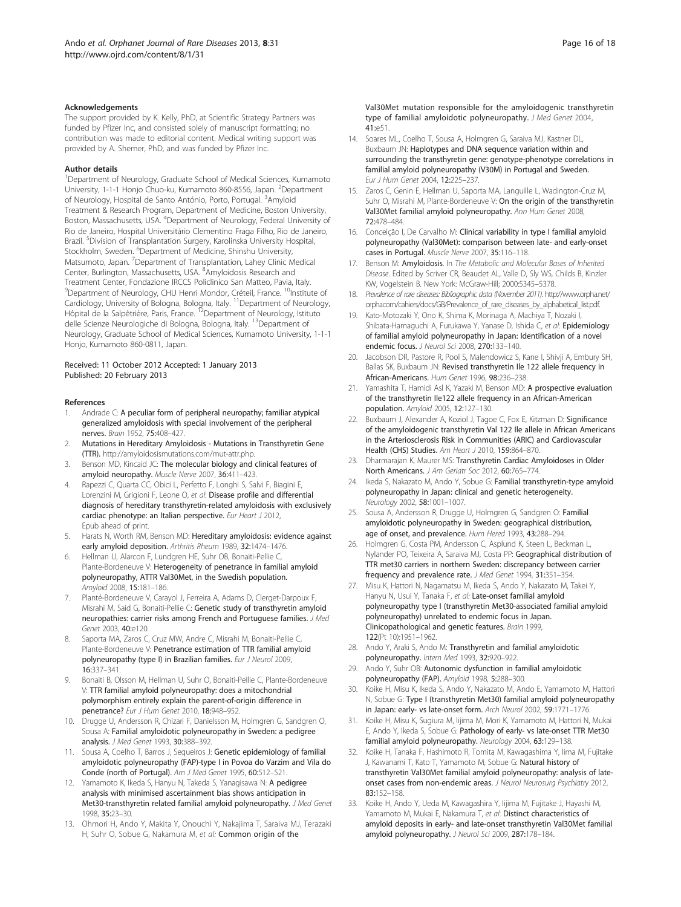#### Acknowledgements

The support provided by K. Kelly, PhD, at Scientific Strategy Partners was funded by Pfizer Inc, and consisted solely of manuscript formatting; no contribution was made to editorial content. Medical writing support was provided by A. Shemer, PhD, and was funded by Pfizer Inc.

#### Author details

[1]Department of Neurology, Graduate School of Medical Sciences, Kumamoto University, 1-1-1 Honjo Chuo-ku, Kumamoto 860-8556, Japan. [2]Department of Neurology, Hospital de Santo António, Porto, Portugal. [3]Amyloid Treatment & Research Program, Department of Medicine, Boston University, Boston, Massachusetts, USA. [4]Department of Neurology, Federal University of Rio de Janeiro, Hospital Universitário Clementino Fraga Filho, Rio de Janeiro, Brazil. [5]Division of Transplantation Surgery, Karolinska University Hospital, Stockholm, Sweden. [6]Department of Medicine, Shinshu University, Matsumoto, Japan. [7]Department of Transplantation, Lahey Clinic Medical Center, Burlington, Massachusetts, USA. [8]Amyloidosis Research and Treatment Center, Fondazione IRCCS Policlinico San Matteo, Pavia, Italy. [9]Department of Neurology, CHU Henri Mondor, Créteil, France. [10]Institute of Cardiology, University of Bologna, Bologna, Italy. [11]Department of Neurology, Hôpital de la Salpêtrière, Paris, France. [12]Department of Neurology, Istituto delle Scienze Neurologiche di Bologna, Bologna, Italy. [13]Department of Neurology, Graduate School of Medical Sciences, Kumamoto University, 1-1-1 Honjo, Kumamoto 860-0811, Japan.

Received: 11 October 2012 Accepted: 1 January 2013
Published: 20 February 2013

#### References

1. Andrade C: **A peculiar form of peripheral neuropathy; familiar atypical generalized amyloidosis with special involvement of the peripheral nerves.** *Brain* 1952, **75:**408–427.
2. **Mutations in Hereditary Amyloidosis - Mutations in Transthyretin Gene (TTR).** http://amyloidosismutations.com/mut-attr.php.
3. Benson MD, Kincaid JC: **The molecular biology and clinical features of amyloid neuropathy.** *Muscle Nerve* 2007, **36:**411–423.
4. Rapezzi C, Quarta CC, Obici L, Perfetto F, Longhi S, Salvi F, Biagini E, Lorenzini M, Grigioni F, Leone O, *et al*: **Disease profile and differential diagnosis of hereditary transthyretin-related amyloidosis with exclusively cardiac phenotype: an Italian perspective.** *Eur Heart J* 2012, Epub ahead of print.
5. Harats N, Worth RM, Benson MD: **Hereditary amyloidosis: evidence against early amyloid deposition.** *Arthritis Rheum* 1989, **32:**1474–1476.
6. Hellman U, Alarcon F, Lundgren HE, Suhr OB, Bonaiti-Pellie C, Plante-Bordeneuve V: **Heterogeneity of penetrance in familial amyloid polyneuropathy, ATTR Val30Met, in the Swedish population.** *Amyloid* 2008, **15:**181–186.
7. Planté-Bordeneuve V, Carayol J, Ferreira A, Adams D, Clerget-Darpoux F, Misrahi M, Said G, Bonaiti-Pellie C: **Genetic study of transthyretin amyloid neuropathies: carrier risks among French and Portuguese families.** *J Med Genet* 2003, **40:**e120.
8. Saporta MA, Zaros C, Cruz MW, Andre C, Misrahi M, Bonaiti-Pellie C, Plante-Bordeneuve V: **Penetrance estimation of TTR familial amyloid polyneuropathy (type I) in Brazilian families.** *Eur J Neurol* 2009, **16:**337–341.
9. Bonaiti B, Olsson M, Hellman U, Suhr O, Bonaiti-Pellie C, Plante-Bordeneuve V: **TTR familial amyloid polyneuropathy: does a mitochondrial polymorphism entirely explain the parent-of-origin difference in penetrance?** *Eur J Hum Genet* 2010, **18:**948–952.
10. Drugge U, Andersson R, Chizari F, Danielsson M, Holmgren G, Sandgren O, Sousa A: **Familial amyloidotic polyneuropathy in Sweden: a pedigree analysis.** *J Med Genet* 1993, **30:**388–392.
11. Sousa A, Coelho T, Barros J, Sequeiros J: **Genetic epidemiology of familial amyloidotic polyneuropathy (FAP)-type I in Povoa do Varzim and Vila do Conde (north of Portugal).** *Am J Med Genet* 1995, **60:**512–521.
12. Yamamoto K, Ikeda S, Hanyu N, Takeda S, Yanagisawa N: **A pedigree analysis with minimised ascertainment bias shows anticipation in Met30-transthyretin related familial amyloid polyneuropathy.** *J Med Genet* 1998, **35:**23–30.
13. Ohmori H, Ando Y, Makita Y, Onouchi Y, Nakajima T, Saraiva MJ, Terazaki H, Suhr O, Sobue G, Nakamura M, *et al*: **Common origin of the Val30Met mutation responsible for the amyloidogenic transthyretin type of familial amyloidotic polyneuropathy.** *J Med Genet* 2004, **41:**e51.
14. Soares ML, Coelho T, Sousa A, Holmgren G, Saraiva MJ, Kastner DL, Buxbaum JN: **Haplotypes and DNA sequence variation within and surrounding the transthyretin gene: genotype-phenotype correlations in familial amyloid polyneuropathy (V30M) in Portugal and Sweden.** *Eur J Hum Genet* 2004, **12:**225–237.
15. Zaros C, Genin E, Hellman U, Saporta MA, Languille L, Wadington-Cruz M, Suhr O, Misrahi M, Plante-Bordeneuve V: **On the origin of the transthyretin Val30Met familial amyloid polyneuropathy.** *Ann Hum Genet* 2008, **72:**478–484.
16. Conceição I, De Carvalho M: **Clinical variability in type I familial amyloid polyneuropathy (Val30Met): comparison between late- and early-onset cases in Portugal.** *Muscle Nerve* 2007, **35:**116–118.
17. Benson M: **Amyloidosis.** In *The Metabolic and Molecular Bases of Inherited Disease*. Edited by Scriver CR, Beaudet AL, Valle D, Sly WS, Childs B, Kinzler KW, Vogelstein B. New York: McGraw-Hill; 2000:5345–5378.
18. *Prevalence of rare diseases: Bibliographic data (November 2011)*. http://www.orpha.net/orphacom/cahiers/docs/GB/Prevalence_of_rare_diseases_by_alphabetical_list.pdf.
19. Kato-Motozaki Y, Ono K, Shima K, Morinaga A, Machiya T, Nozaki I, Shibata-Hamaguchi A, Furukawa Y, Yanase D, Ishida C, *et al*: **Epidemiology of familial amyloid polyneuropathy in Japan: Identification of a novel endemic focus.** *J Neurol Sci* 2008, **270:**133–140.
20. Jacobson DR, Pastore R, Pool S, Malendowicz S, Kane I, Shivji A, Embury SH, Ballas SK, Buxbaum JN: **Revised transthyretin Ile 122 allele frequency in African-Americans.** *Hum Genet* 1996, **98:**236–238.
21. Yamashita T, Hamidi Asl K, Yazaki M, Benson MD: **A prospective evaluation of the transthyretin Ile122 allele frequency in an African-American population.** *Amyloid* 2005, **12:**127–130.
22. Buxbaum J, Alexander A, Koziol J, Tagoe C, Fox E, Kitzman D: **Significance of the amyloidogenic transthyretin Val 122 Ile allele in African Americans in the Arteriosclerosis Risk in Communities (ARIC) and Cardiovascular Health (CHS) Studies.** *Am Heart J* 2010, **159:**864–870.
23. Dharmarajan K, Maurer MS: **Transthyretin Cardiac Amyloidoses in Older North Americans.** *J Am Geriatr Soc* 2012, **60:**765–774.
24. Ikeda S, Nakazato M, Ando Y, Sobue G: **Familial transthyretin-type amyloid polyneuropathy in Japan: clinical and genetic heterogeneity.** *Neurology* 2002, **58:**1001–1007.
25. Sousa A, Andersson R, Drugge U, Holmgren G, Sandgren O: **Familial amyloidotic polyneuropathy in Sweden: geographical distribution, age of onset, and prevalence.** *Hum Hered* 1993, **43:**288–294.
26. Holmgren G, Costa PM, Andersson C, Asplund K, Steen L, Beckman L, Nylander PO, Teixeira A, Saraiva MJ, Costa PP: **Geographical distribution of TTR met30 carriers in northern Sweden: discrepancy between carrier frequency and prevalence rate.** *J Med Genet* 1994, **31:**351–354.
27. Misu K, Hattori N, Nagamatsu M, Ikeda S, Ando Y, Nakazato M, Takei Y, Hanyu N, Usui Y, Tanaka F, *et al*: **Late-onset familial amyloid polyneuropathy type I (transthyretin Met30-associated familial amyloid polyneuropathy) unrelated to endemic focus in Japan. Clinicopathological and genetic features.** *Brain* 1999, **122**(Pt 10):1951–1962.
28. Ando Y, Araki S, Ando M: **Transthyretin and familial amyloidotic polyneuropathy.** *Intern Med* 1993, **32:**920–922.
29. Ando Y, Suhr OB: **Autonomic dysfunction in familial amyloidotic polyneuropathy (FAP).** *Amyloid* 1998, **5:**288–300.
30. Koike H, Misu K, Ikeda S, Ando Y, Nakazato M, Ando E, Yamamoto M, Hattori N, Sobue G: **Type I (transthyretin Met30) familial amyloid polyneuropathy in Japan: early- vs late-onset form.** *Arch Neurol* 2002, **59:**1771–1776.
31. Koike H, Misu K, Sugiura M, Iijima M, Mori K, Yamamoto M, Hattori N, Mukai E, Ando Y, Ikeda S, Sobue G: **Pathology of early- vs late-onset TTR Met30 familial amyloid polyneuropathy.** *Neurology* 2004, **63:**129–138.
32. Koike H, Tanaka F, Hashimoto R, Tomita M, Kawagashima Y, Iima M, Fujitake J, Kawanami T, Kato T, Yamamoto M, Sobue G: **Natural history of transthyretin Val30Met familial amyloid polyneuropathy: analysis of late-onset cases from non-endemic areas.** *J Neurol Neurosurg Psychiatry* 2012, **83:**152–158.
33. Koike H, Ando Y, Ueda M, Kawagashira Y, Iijima M, Fujitake J, Hayashi M, Yamamoto M, Mukai E, Nakamura T, *et al*: **Distinct characteristics of amyloid deposits in early- and late-onset transthyretin Val30Met familial amyloid polyneuropathy.** *J Neurol Sci* 2009, **287:**178–184.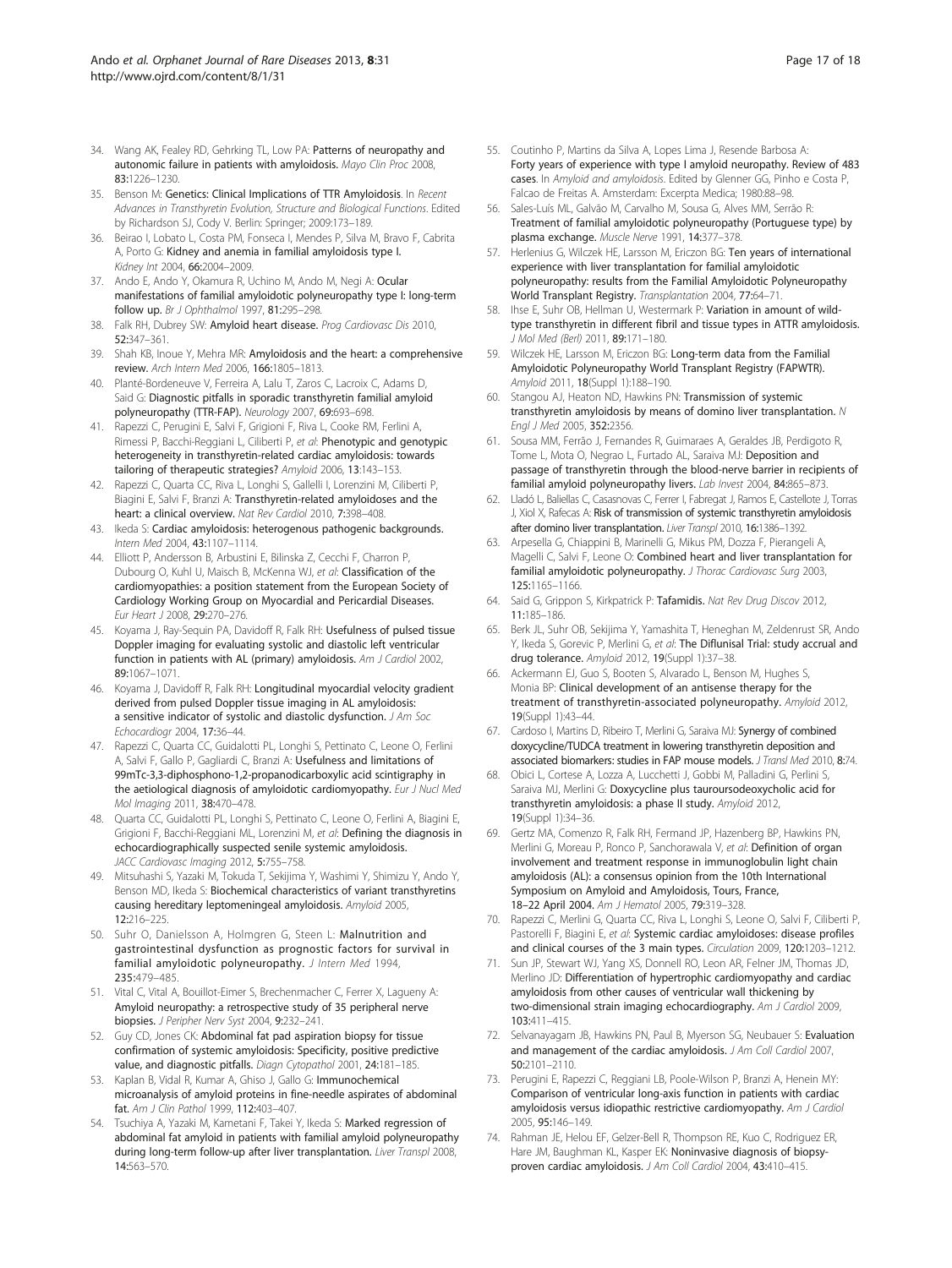34. Wang AK, Fealey RD, Gehrking TL, Low PA: **Patterns of neuropathy and autonomic failure in patients with amyloidosis.** *Mayo Clin Proc* 2008, **83:**1226–1230.
35. Benson M: **Genetics: Clinical Implications of TTR Amyloidosis.** In *Recent Advances in Transthyretin Evolution, Structure and Biological Functions*. Edited by Richardson SJ, Cody V. Berlin: Springer; 2009:173–189.
36. Beirao I, Lobato L, Costa PM, Fonseca I, Mendes P, Silva M, Bravo F, Cabrita A, Porto G: **Kidney and anemia in familial amyloidosis type I.** *Kidney Int* 2004, **66:**2004–2009.
37. Ando E, Ando Y, Okamura R, Uchino M, Ando M, Negi A: **Ocular manifestations of familial amyloidotic polyneuropathy type I: long-term follow up.** *Br J Ophthalmol* 1997, **81:**295–298.
38. Falk RH, Dubrey SW: **Amyloid heart disease.** *Prog Cardiovasc Dis* 2010, **52:**347–361.
39. Shah KB, Inoue Y, Mehra MR: **Amyloidosis and the heart: a comprehensive review.** *Arch Intern Med* 2006, **166:**1805–1813.
40. Planté-Bordeneuve V, Ferreira A, Lalu T, Zaros C, Lacroix C, Adams D, Said G: **Diagnostic pitfalls in sporadic transthyretin familial amyloid polyneuropathy (TTR-FAP).** *Neurology* 2007, **69:**693–698.
41. Rapezzi C, Perugini E, Salvi F, Grigioni F, Riva L, Cooke RM, Ferlini A, Rimessi P, Bacchi-Reggiani L, Ciliberti P, *et al*: **Phenotypic and genotypic heterogeneity in transthyretin-related cardiac amyloidosis: towards tailoring of therapeutic strategies?** *Amyloid* 2006, **13:**143–153.
42. Rapezzi C, Quarta CC, Riva L, Longhi S, Gallelli I, Lorenzini M, Ciliberti P, Biagini E, Salvi F, Branzi A: **Transthyretin-related amyloidoses and the heart: a clinical overview.** *Nat Rev Cardiol* 2010, **7:**398–408.
43. Ikeda S: **Cardiac amyloidosis: heterogenous pathogenic backgrounds.** *Intern Med* 2004, **43:**1107–1114.
44. Elliott P, Andersson B, Arbustini E, Bilinska Z, Cecchi F, Charron P, Dubourg O, Kuhl U, Maisch B, McKenna WJ, *et al*: **Classification of the cardiomyopathies: a position statement from the European Society of Cardiology Working Group on Myocardial and Pericardial Diseases.** *Eur Heart J* 2008, **29:**270–276.
45. Koyama J, Ray-Sequin PA, Davidoff R, Falk RH: **Usefulness of pulsed tissue Doppler imaging for evaluating systolic and diastolic left ventricular function in patients with AL (primary) amyloidosis.** *Am J Cardiol* 2002, **89:**1067–1071.
46. Koyama J, Davidoff R, Falk RH: **Longitudinal myocardial velocity gradient derived from pulsed Doppler tissue imaging in AL amyloidosis: a sensitive indicator of systolic and diastolic dysfunction.** *J Am Soc Echocardiogr* 2004, **17:**36–44.
47. Rapezzi C, Quarta CC, Guidalotti PL, Longhi S, Pettinato C, Leone O, Ferlini A, Salvi F, Gallo P, Gagliardi C, Branzi A: **Usefulness and limitations of 99mTc-3,3-diphosphono-1,2-propanodicarboxylic acid scintigraphy in the aetiological diagnosis of amyloidotic cardiomyopathy.** *Eur J Nucl Med Mol Imaging* 2011, **38:**470–478.
48. Quarta CC, Guidalotti PL, Longhi S, Pettinato C, Leone O, Ferlini A, Biagini E, Grigioni F, Bacchi-Reggiani ML, Lorenzini M, *et al*: **Defining the diagnosis in echocardiographically suspected senile systemic amyloidosis.** *JACC Cardiovasc Imaging* 2012, **5:**755–758.
49. Mitsuhashi S, Yazaki M, Tokuda T, Sekijima Y, Washimi Y, Shimizu Y, Ando Y, Benson MD, Ikeda S: **Biochemical characteristics of variant transthyretins causing hereditary leptomeningeal amyloidosis.** *Amyloid* 2005, **12:**216–225.
50. Suhr O, Danielsson A, Holmgren G, Steen L: **Malnutrition and gastrointestinal dysfunction as prognostic factors for survival in familial amyloidotic polyneuropathy.** *J Intern Med* 1994, **235:**479–485.
51. Vital C, Vital A, Bouillot-Eimer S, Brechenmacher C, Ferrer X, Lagueny A: **Amyloid neuropathy: a retrospective study of 35 peripheral nerve biopsies.** *J Peripher Nerv Syst* 2004, **9:**232–241.
52. Guy CD, Jones CK: **Abdominal fat pad aspiration biopsy for tissue confirmation of systemic amyloidosis: Specificity, positive predictive value, and diagnostic pitfalls.** *Diagn Cytopathol* 2001, **24:**181–185.
53. Kaplan B, Vidal R, Kumar A, Ghiso J, Gallo G: **Immunochemical microanalysis of amyloid proteins in fine-needle aspirates of abdominal fat.** *Am J Clin Pathol* 1999, **112:**403–407.
54. Tsuchiya A, Yazaki M, Kametani F, Takei Y, Ikeda S: **Marked regression of abdominal fat amyloid in patients with familial amyloid polyneuropathy during long-term follow-up after liver transplantation.** *Liver Transpl* 2008, **14:**563–570.
55. Coutinho P, Martins da Silva A, Lopes Lima J, Resende Barbosa A: **Forty years of experience with type I amyloid neuropathy. Review of 483 cases.** In *Amyloid and amyloidosis*. Edited by Glenner GG, Pinho e Costa P, Falcao de Freitas A. Amsterdam: Excerpta Medica; 1980:88–98.
56. Sales-Luís ML, Galvão M, Carvalho M, Sousa G, Alves MM, Serrão R: **Treatment of familial amyloidotic polyneuropathy (Portuguese type) by plasma exchange.** *Muscle Nerve* 1991, **14:**377–378.
57. Herlenius G, Wilczek HE, Larsson M, Ericzon BG: **Ten years of international experience with liver transplantation for familial amyloidotic polyneuropathy: results from the Familial Amyloidotic Polyneuropathy World Transplant Registry.** *Transplantation* 2004, **77:**64–71.
58. Ihse E, Suhr OB, Hellman U, Westermark P: **Variation in amount of wild-type transthyretin in different fibril and tissue types in ATTR amyloidosis.** *J Mol Med (Berl)* 2011, **89:**171–180.
59. Wilczek HE, Larsson M, Ericzon BG: **Long-term data from the Familial Amyloidotic Polyneuropathy World Transplant Registry (FAPWTR).** *Amyloid* 2011, **18**(Suppl 1):188–190.
60. Stangou AJ, Heaton ND, Hawkins PN: **Transmission of systemic transthyretin amyloidosis by means of domino liver transplantation.** *N Engl J Med* 2005, **352:**2356.
61. Sousa MM, Ferrão J, Fernandes R, Guimaraes A, Geraldes JB, Perdigoto R, Tome L, Mota O, Negrao L, Furtado AL, Saraiva MJ: **Deposition and passage of transthyretin through the blood-nerve barrier in recipients of familial amyloid polyneuropathy livers.** *Lab Invest* 2004, **84:**865–873.
62. Lladó L, Baliellas C, Casasnovas C, Ferrer I, Fabregat J, Ramos E, Castellote J, Torras J, Xiol X, Rafecas A: **Risk of transmission of systemic transthyretin amyloidosis after domino liver transplantation.** *Liver Transpl* 2010, **16:**1386–1392.
63. Arpesella G, Chiappini B, Marinelli G, Mikus PM, Dozza F, Pierangeli A, Magelli C, Salvi F, Leone O: **Combined heart and liver transplantation for familial amyloidotic polyneuropathy.** *J Thorac Cardiovasc Surg* 2003, **125:**1165–1166.
64. Said G, Grippon S, Kirkpatrick P: **Tafamidis.** *Nat Rev Drug Discov* 2012, **11:**185–186.
65. Berk JL, Suhr OB, Sekijima Y, Yamashita T, Heneghan M, Zeldenrust SR, Ando Y, Ikeda S, Gorevic P, Merlini G, *et al*: **The Diflunisal Trial: study accrual and drug tolerance.** *Amyloid* 2012, **19**(Suppl 1):37–38.
66. Ackermann EJ, Guo S, Booten S, Alvarado L, Benson M, Hughes S, Monia BP: **Clinical development of an antisense therapy for the treatment of transthyretin-associated polyneuropathy.** *Amyloid* 2012, **19**(Suppl 1):43–44.
67. Cardoso I, Martins D, Ribeiro T, Merlini G, Saraiva MJ: **Synergy of combined doxycycline/TUDCA treatment in lowering transthyretin deposition and associated biomarkers: studies in FAP mouse models.** *J Transl Med* 2010, **8:**74.
68. Obici L, Cortese A, Lozza A, Lucchetti J, Gobbi M, Palladini G, Perlini S, Saraiva MJ, Merlini G: **Doxycycline plus tauroursodeoxycholic acid for transthyretin amyloidosis: a phase II study.** *Amyloid* 2012, **19**(Suppl 1):34–36.
69. Gertz MA, Comenzo R, Falk RH, Fermand JP, Hazenberg BP, Hawkins PN, Merlini G, Moreau P, Ronco P, Sanchorawala V, *et al*: **Definition of organ involvement and treatment response in immunoglobulin light chain amyloidosis (AL): a consensus opinion from the 10th International Symposium on Amyloid and Amyloidosis, Tours, France, 18–22 April 2004.** *Am J Hematol* 2005, **79:**319–328.
70. Rapezzi C, Merlini G, Quarta CC, Riva L, Longhi S, Leone O, Salvi F, Ciliberti P, Pastorelli F, Biagini E, *et al*: **Systemic cardiac amyloidoses: disease profiles and clinical courses of the 3 main types.** *Circulation* 2009, **120:**1203–1212.
71. Sun JP, Stewart WJ, Yang XS, Donnell RO, Leon AR, Felner JM, Thomas JD, Merlino JD: **Differentiation of hypertrophic cardiomyopathy and cardiac amyloidosis from other causes of ventricular wall thickening by two-dimensional strain imaging echocardiography.** *Am J Cardiol* 2009, **103:**411–415.
72. Selvanayagam JB, Hawkins PN, Paul B, Myerson SG, Neubauer S: **Evaluation and management of the cardiac amyloidosis.** *J Am Coll Cardiol* 2007, **50:**2101–2110.
73. Perugini E, Rapezzi C, Reggiani LB, Poole-Wilson P, Branzi A, Henein MY: **Comparison of ventricular long-axis function in patients with cardiac amyloidosis versus idiopathic restrictive cardiomyopathy.** *Am J Cardiol* 2005, **95:**146–149.
74. Rahman JE, Helou EF, Gelzer-Bell R, Thompson RE, Kuo C, Rodriguez ER, Hare JM, Baughman KL, Kasper EK: **Noninvasive diagnosis of biopsy-proven cardiac amyloidosis.** *J Am Coll Cardiol* 2004, **43:**410–415.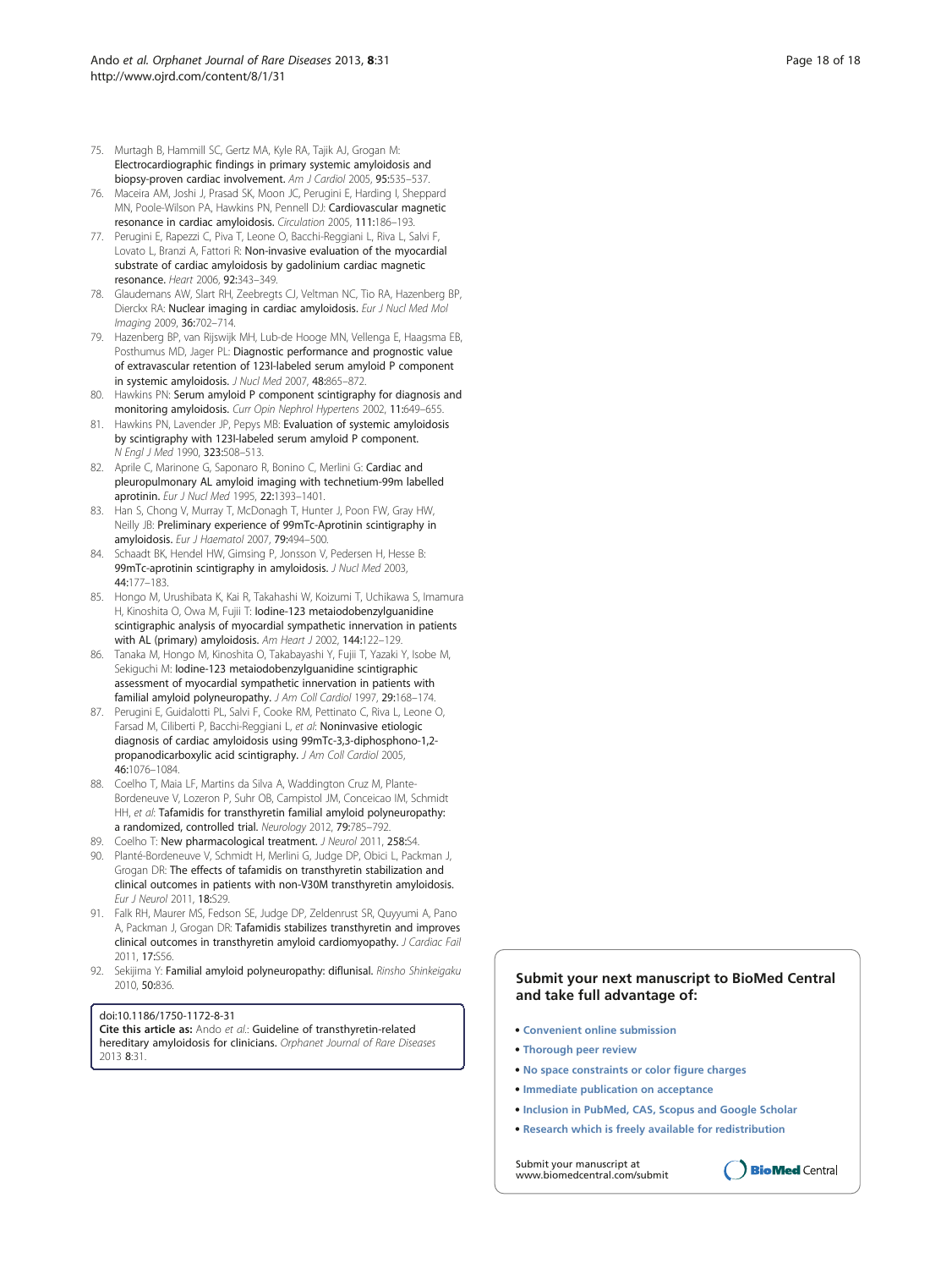75. Murtagh B, Hammill SC, Gertz MA, Kyle RA, Tajik AJ, Grogan M: **Electrocardiographic findings in primary systemic amyloidosis and biopsy-proven cardiac involvement.** *Am J Cardiol* 2005, **95:**535–537.
76. Maceira AM, Joshi J, Prasad SK, Moon JC, Perugini E, Harding I, Sheppard MN, Poole-Wilson PA, Hawkins PN, Pennell DJ: **Cardiovascular magnetic resonance in cardiac amyloidosis.** *Circulation* 2005, **111:**186–193.
77. Perugini E, Rapezzi C, Piva T, Leone O, Bacchi-Reggiani L, Riva L, Salvi F, Lovato L, Branzi A, Fattori R: **Non-invasive evaluation of the myocardial substrate of cardiac amyloidosis by gadolinium cardiac magnetic resonance.** *Heart* 2006, **92:**343–349.
78. Glaudemans AW, Slart RH, Zeebregts CJ, Veltman NC, Tio RA, Hazenberg BP, Dierckx RA: **Nuclear imaging in cardiac amyloidosis.** *Eur J Nucl Med Mol Imaging* 2009, **36:**702–714.
79. Hazenberg BP, van Rijswijk MH, Lub-de Hooge MN, Vellenga E, Haagsma EB, Posthumus MD, Jager PL: **Diagnostic performance and prognostic value of extravascular retention of 123I-labeled serum amyloid P component in systemic amyloidosis.** *J Nucl Med* 2007, **48:**865–872.
80. Hawkins PN: **Serum amyloid P component scintigraphy for diagnosis and monitoring amyloidosis.** *Curr Opin Nephrol Hypertens* 2002, **11:**649–655.
81. Hawkins PN, Lavender JP, Pepys MB: **Evaluation of systemic amyloidosis by scintigraphy with 123I-labeled serum amyloid P component.** *N Engl J Med* 1990, **323:**508–513.
82. Aprile C, Marinone G, Saponaro R, Bonino C, Merlini G: **Cardiac and pleuropulmonary AL amyloid imaging with technetium-99m labelled aprotinin.** *Eur J Nucl Med* 1995, **22:**1393–1401.
83. Han S, Chong V, Murray T, McDonagh T, Hunter J, Poon FW, Gray HW, Neilly JB: **Preliminary experience of 99mTc-Aprotinin scintigraphy in amyloidosis.** *Eur J Haematol* 2007, **79:**494–500.
84. Schaadt BK, Hendel HW, Gimsing P, Jonsson V, Pedersen H, Hesse B: **99mTc-aprotinin scintigraphy in amyloidosis.** *J Nucl Med* 2003, **44:**177–183.
85. Hongo M, Urushibata K, Kai R, Takahashi W, Koizumi T, Uchikawa S, Imamura H, Kinoshita O, Owa M, Fujii T: **Iodine-123 metaiodobenzylguanidine scintigraphic analysis of myocardial sympathetic innervation in patients with AL (primary) amyloidosis.** *Am Heart J* 2002, **144:**122–129.
86. Tanaka M, Hongo M, Kinoshita O, Takabayashi Y, Fujii T, Yazaki Y, Isobe M, Sekiguchi M: **Iodine-123 metaiodobenzylguanidine scintigraphic assessment of myocardial sympathetic innervation in patients with familial amyloid polyneuropathy.** *J Am Coll Cardiol* 1997, **29:**168–174.
87. Perugini E, Guidalotti PL, Salvi F, Cooke RM, Pettinato C, Riva L, Leone O, Farsad M, Ciliberti P, Bacchi-Reggiani L, *et al*: **Noninvasive etiologic diagnosis of cardiac amyloidosis using 99mTc-3,3-diphosphono-1,2-propanodicarboxylic acid scintigraphy.** *J Am Coll Cardiol* 2005, **46:**1076–1084.
88. Coelho T, Maia LF, Martins da Silva A, Waddington Cruz M, Plante-Bordeneuve V, Lozeron P, Suhr OB, Campistol JM, Conceicao IM, Schmidt HH, *et al*: **Tafamidis for transthyretin familial amyloid polyneuropathy: a randomized, controlled trial.** *Neurology* 2012, **79:**785–792.
89. Coelho T: **New pharmacological treatment.** *J Neurol* 2011, **258:**S4.
90. Planté-Bordeneuve V, Schmidt H, Merlini G, Judge DP, Obici L, Packman J, Grogan DR: **The effects of tafamidis on transthyretin stabilization and clinical outcomes in patients with non-V30M transthyretin amyloidosis.** *Eur J Neurol* 2011, **18:**S29.
91. Falk RH, Maurer MS, Fedson SE, Judge DP, Zeldenrust SR, Quyyumi A, Pano A, Packman J, Grogan DR: **Tafamidis stabilizes transthyretin and improves clinical outcomes in transthyretin amyloid cardiomyopathy.** *J Cardiac Fail* 2011, **17:**S56.
92. Sekijima Y: **Familial amyloid polyneuropathy: diflunisal.** *Rinsho Shinkeigaku* 2010, **50:**836.

doi:10.1186/1750-1172-8-31
**Cite this article as:** Ando *et al.*: Guideline of transthyretin-related hereditary amyloidosis for clinicians. *Orphanet Journal of Rare Diseases* 2013 **8**:31.

**Submit your next manuscript to BioMed Central and take full advantage of:**

- **Convenient online submission**
- **Thorough peer review**
- **No space constraints or color figure charges**
- **Immediate publication on acceptance**
- **Inclusion in PubMed, CAS, Scopus and Google Scholar**
- **Research which is freely available for redistribution**

Submit your manuscript at
www.biomedcentral.com/submit

BioMed Central